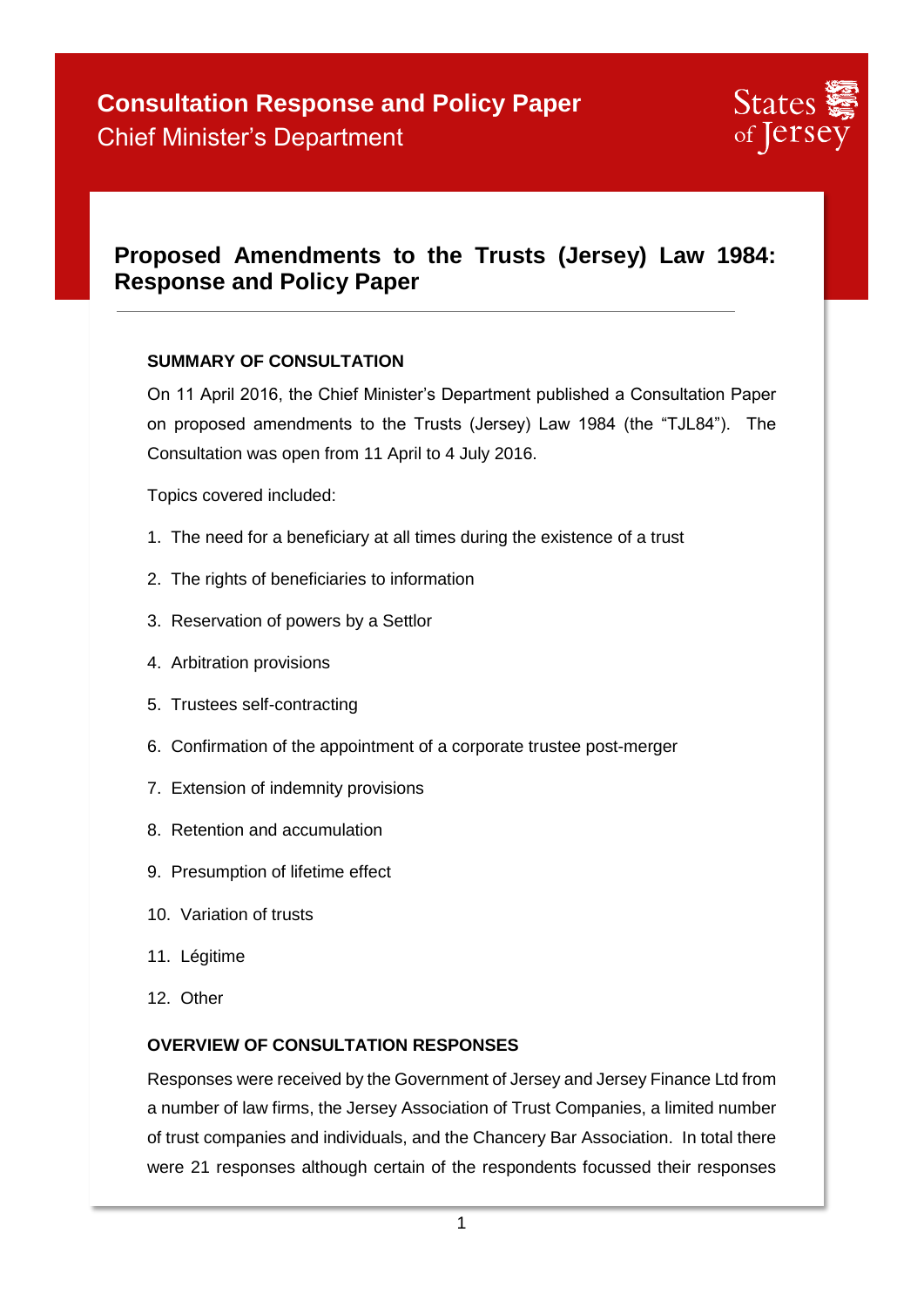# Consultation Response and Policy Paper

Chief Minister's Department

States of Jersey

## Proposed Amendments to the Trusts (Jersey) Law 1984: Response and Policy Paper

### SUMMARY OF CONSULTATION

On 11 April 2016, the Chief Minister's Department published a Consultation Paper on proposed amendments to the Trusts (Jersey) Law 1984 (the "TJL84"). The Consultation was open from 11 April to 4 July 2016.

Topics covered included:

1. The need for a beneficiary at all times during the existence of a trust
2. The rights of beneficiaries to information
3. Reservation of powers by a Settlor
4. Arbitration provisions
5. Trustees self-contracting
6. Confirmation of the appointment of a corporate trustee post-merger
7. Extension of indemnity provisions
8. Retention and accumulation
9. Presumption of lifetime effect
10. Variation of trusts
11. Légitime
12. Other

### OVERVIEW OF CONSULTATION RESPONSES

Responses were received by the Government of Jersey and Jersey Finance Ltd from a number of law firms, the Jersey Association of Trust Companies, a limited number of trust companies and individuals, and the Chancery Bar Association. In total there were 21 responses although certain of the respondents focussed their responses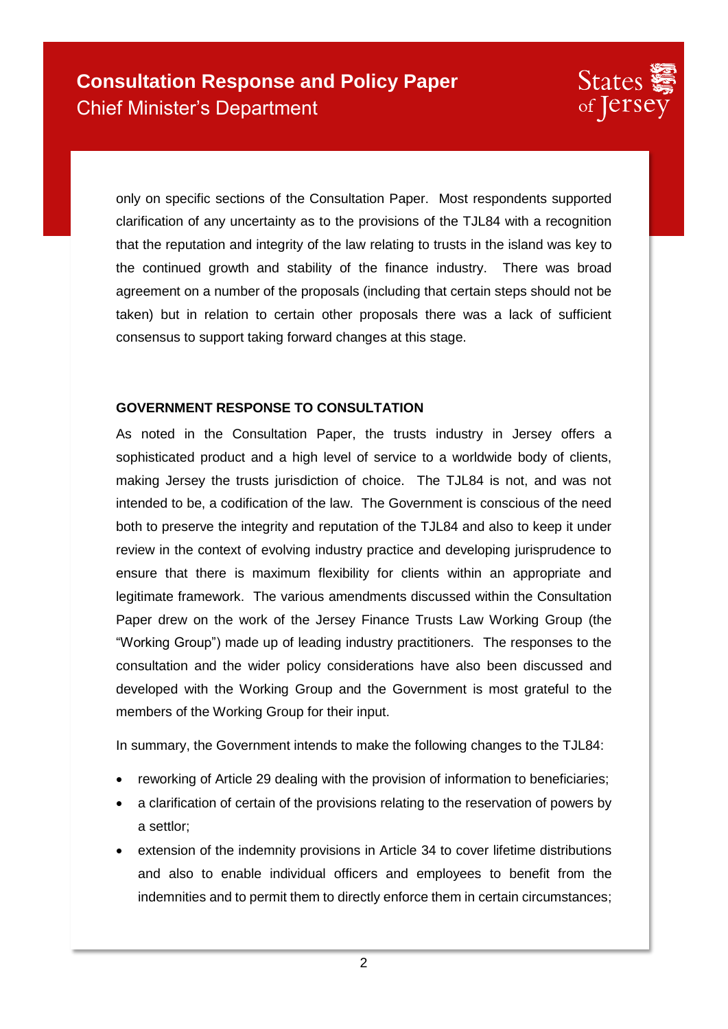only on specific sections of the Consultation Paper. Most respondents supported clarification of any uncertainty as to the provisions of the TJL84 with a recognition that the reputation and integrity of the law relating to trusts in the island was key to the continued growth and stability of the finance industry. There was broad agreement on a number of the proposals (including that certain steps should not be taken) but in relation to certain other proposals there was a lack of sufficient consensus to support taking forward changes at this stage.

**GOVERNMENT RESPONSE TO CONSULTATION**

As noted in the Consultation Paper, the trusts industry in Jersey offers a sophisticated product and a high level of service to a worldwide body of clients, making Jersey the trusts jurisdiction of choice. The TJL84 is not, and was not intended to be, a codification of the law. The Government is conscious of the need both to preserve the integrity and reputation of the TJL84 and also to keep it under review in the context of evolving industry practice and developing jurisprudence to ensure that there is maximum flexibility for clients within an appropriate and legitimate framework. The various amendments discussed within the Consultation Paper drew on the work of the Jersey Finance Trusts Law Working Group (the "Working Group") made up of leading industry practitioners. The responses to the consultation and the wider policy considerations have also been discussed and developed with the Working Group and the Government is most grateful to the members of the Working Group for their input.

In summary, the Government intends to make the following changes to the TJL84:

- reworking of Article 29 dealing with the provision of information to beneficiaries;
- a clarification of certain of the provisions relating to the reservation of powers by a settlor;
- extension of the indemnity provisions in Article 34 to cover lifetime distributions and also to enable individual officers and employees to benefit from the indemnities and to permit them to directly enforce them in certain circumstances;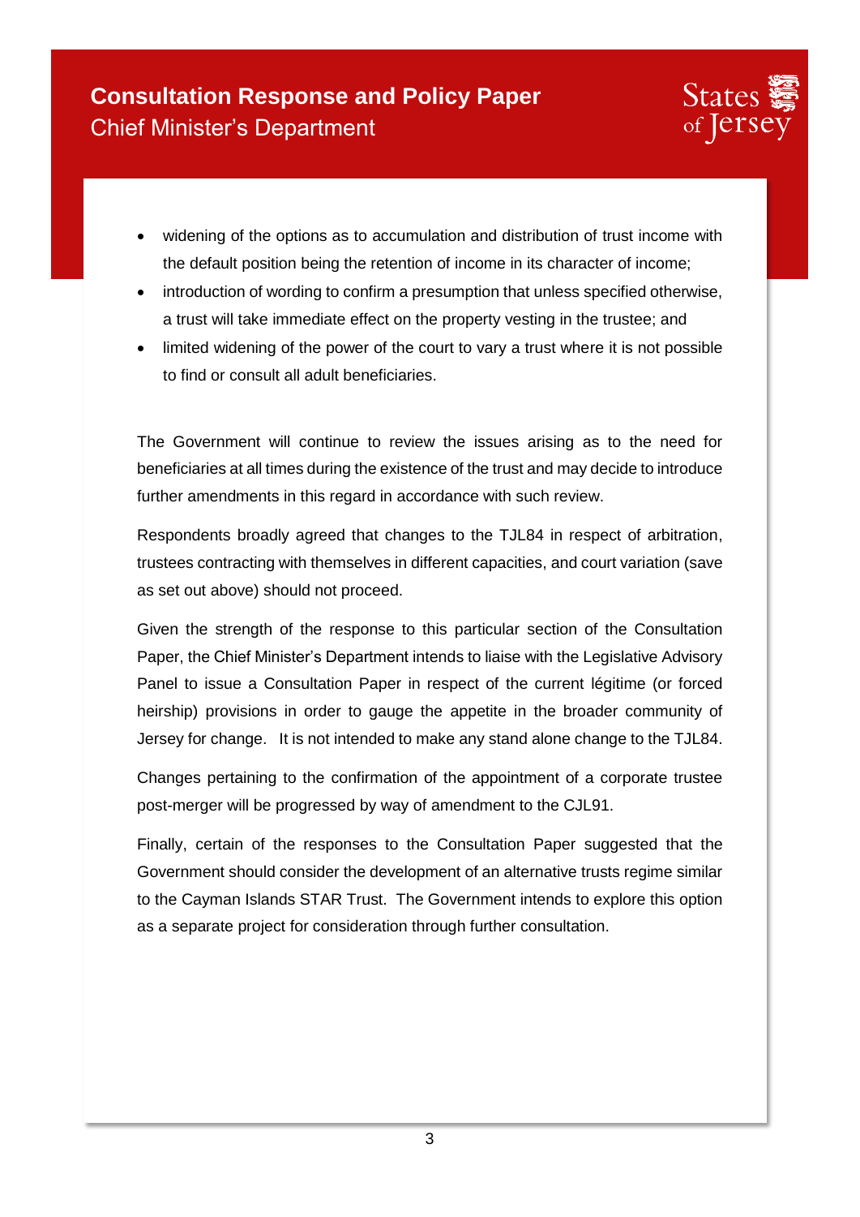- widening of the options as to accumulation and distribution of trust income with the default position being the retention of income in its character of income;
- introduction of wording to confirm a presumption that unless specified otherwise, a trust will take immediate effect on the property vesting in the trustee; and
- limited widening of the power of the court to vary a trust where it is not possible to find or consult all adult beneficiaries.

The Government will continue to review the issues arising as to the need for beneficiaries at all times during the existence of the trust and may decide to introduce further amendments in this regard in accordance with such review.

Respondents broadly agreed that changes to the TJL84 in respect of arbitration, trustees contracting with themselves in different capacities, and court variation (save as set out above) should not proceed.

Given the strength of the response to this particular section of the Consultation Paper, the Chief Minister's Department intends to liaise with the Legislative Advisory Panel to issue a Consultation Paper in respect of the current légitime (or forced heirship) provisions in order to gauge the appetite in the broader community of Jersey for change. It is not intended to make any stand alone change to the TJL84.

Changes pertaining to the confirmation of the appointment of a corporate trustee post-merger will be progressed by way of amendment to the CJL91.

Finally, certain of the responses to the Consultation Paper suggested that the Government should consider the development of an alternative trusts regime similar to the Cayman Islands STAR Trust. The Government intends to explore this option as a separate project for consideration through further consultation.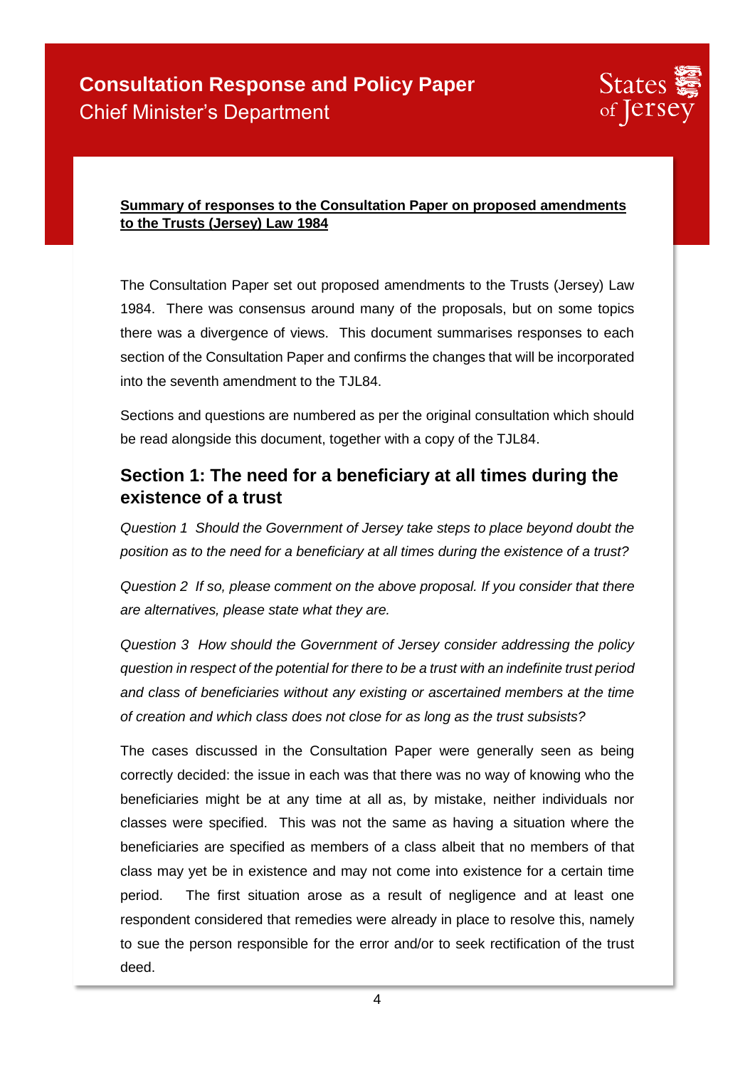# Consultation Response and Policy Paper

Chief Minister's Department

**Summary of responses to the Consultation Paper on proposed amendments to the Trusts (Jersey) Law 1984**

The Consultation Paper set out proposed amendments to the Trusts (Jersey) Law 1984. There was consensus around many of the proposals, but on some topics there was a divergence of views. This document summarises responses to each section of the Consultation Paper and confirms the changes that will be incorporated into the seventh amendment to the TJL84.

Sections and questions are numbered as per the original consultation which should be read alongside this document, together with a copy of the TJL84.

## Section 1: The need for a beneficiary at all times during the existence of a trust

*Question 1 Should the Government of Jersey take steps to place beyond doubt the position as to the need for a beneficiary at all times during the existence of a trust?*

*Question 2 If so, please comment on the above proposal. If you consider that there are alternatives, please state what they are.*

*Question 3 How should the Government of Jersey consider addressing the policy question in respect of the potential for there to be a trust with an indefinite trust period and class of beneficiaries without any existing or ascertained members at the time of creation and which class does not close for as long as the trust subsists?*

The cases discussed in the Consultation Paper were generally seen as being correctly decided: the issue in each was that there was no way of knowing who the beneficiaries might be at any time at all as, by mistake, neither individuals nor classes were specified. This was not the same as having a situation where the beneficiaries are specified as members of a class albeit that no members of that class may yet be in existence and may not come into existence for a certain time period. The first situation arose as a result of negligence and at least one respondent considered that remedies were already in place to resolve this, namely to sue the person responsible for the error and/or to seek rectification of the trust deed.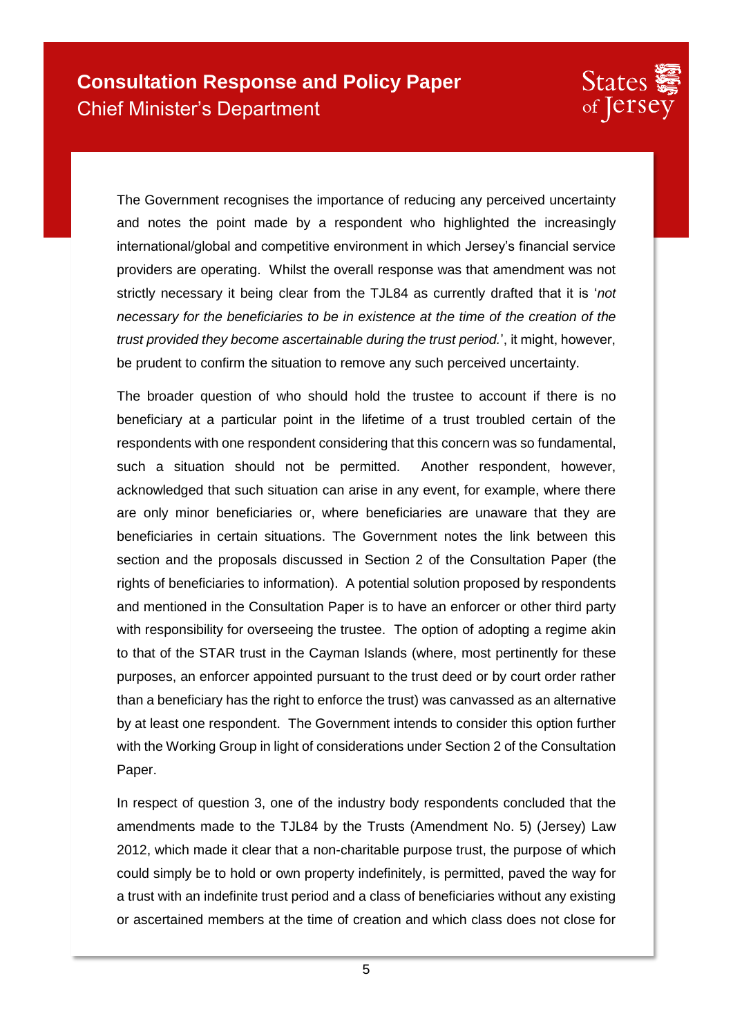The Government recognises the importance of reducing any perceived uncertainty and notes the point made by a respondent who highlighted the increasingly international/global and competitive environment in which Jersey's financial service providers are operating. Whilst the overall response was that amendment was not strictly necessary it being clear from the TJL84 as currently drafted that it is '*not necessary for the beneficiaries to be in existence at the time of the creation of the trust provided they become ascertainable during the trust period.*', it might, however, be prudent to confirm the situation to remove any such perceived uncertainty.

The broader question of who should hold the trustee to account if there is no beneficiary at a particular point in the lifetime of a trust troubled certain of the respondents with one respondent considering that this concern was so fundamental, such a situation should not be permitted. Another respondent, however, acknowledged that such situation can arise in any event, for example, where there are only minor beneficiaries or, where beneficiaries are unaware that they are beneficiaries in certain situations. The Government notes the link between this section and the proposals discussed in Section 2 of the Consultation Paper (the rights of beneficiaries to information). A potential solution proposed by respondents and mentioned in the Consultation Paper is to have an enforcer or other third party with responsibility for overseeing the trustee. The option of adopting a regime akin to that of the STAR trust in the Cayman Islands (where, most pertinently for these purposes, an enforcer appointed pursuant to the trust deed or by court order rather than a beneficiary has the right to enforce the trust) was canvassed as an alternative by at least one respondent. The Government intends to consider this option further with the Working Group in light of considerations under Section 2 of the Consultation Paper.

In respect of question 3, one of the industry body respondents concluded that the amendments made to the TJL84 by the Trusts (Amendment No. 5) (Jersey) Law 2012, which made it clear that a non-charitable purpose trust, the purpose of which could simply be to hold or own property indefinitely, is permitted, paved the way for a trust with an indefinite trust period and a class of beneficiaries without any existing or ascertained members at the time of creation and which class does not close for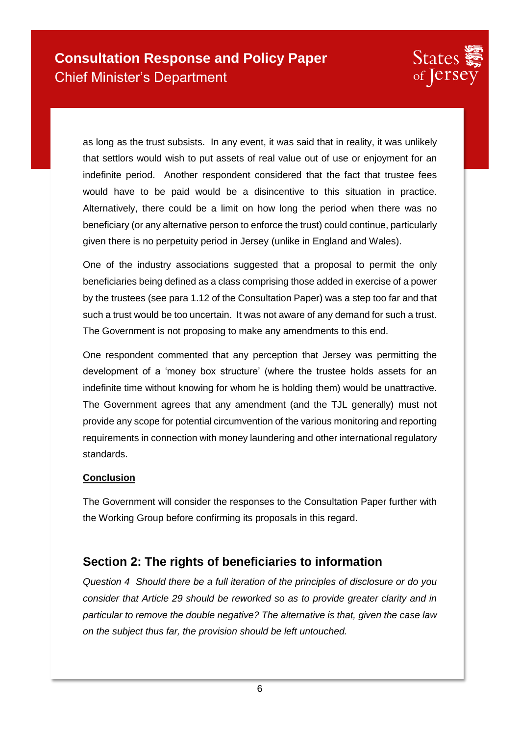as long as the trust subsists. In any event, it was said that in reality, it was unlikely that settlors would wish to put assets of real value out of use or enjoyment for an indefinite period. Another respondent considered that the fact that trustee fees would have to be paid would be a disincentive to this situation in practice. Alternatively, there could be a limit on how long the period when there was no beneficiary (or any alternative person to enforce the trust) could continue, particularly given there is no perpetuity period in Jersey (unlike in England and Wales).

One of the industry associations suggested that a proposal to permit the only beneficiaries being defined as a class comprising those added in exercise of a power by the trustees (see para 1.12 of the Consultation Paper) was a step too far and that such a trust would be too uncertain. It was not aware of any demand for such a trust. The Government is not proposing to make any amendments to this end.

One respondent commented that any perception that Jersey was permitting the development of a 'money box structure' (where the trustee holds assets for an indefinite time without knowing for whom he is holding them) would be unattractive. The Government agrees that any amendment (and the TJL generally) must not provide any scope for potential circumvention of the various monitoring and reporting requirements in connection with money laundering and other international regulatory standards.

**Conclusion**

The Government will consider the responses to the Consultation Paper further with the Working Group before confirming its proposals in this regard.

## Section 2: The rights of beneficiaries to information

*Question 4 Should there be a full iteration of the principles of disclosure or do you consider that Article 29 should be reworked so as to provide greater clarity and in particular to remove the double negative? The alternative is that, given the case law on the subject thus far, the provision should be left untouched.*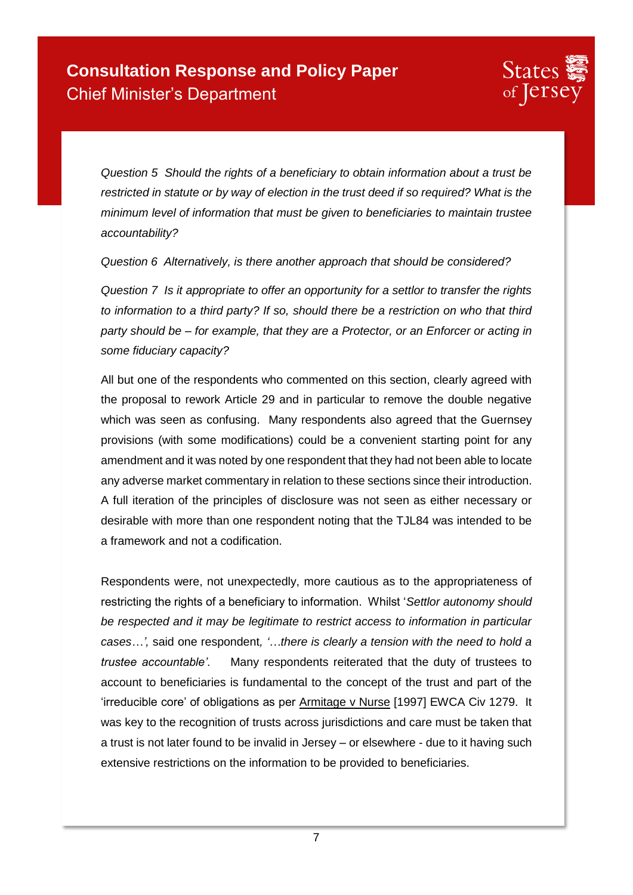*Question 5 Should the rights of a beneficiary to obtain information about a trust be restricted in statute or by way of election in the trust deed if so required? What is the minimum level of information that must be given to beneficiaries to maintain trustee accountability?*

*Question 6 Alternatively, is there another approach that should be considered?*

*Question 7 Is it appropriate to offer an opportunity for a settlor to transfer the rights to information to a third party? If so, should there be a restriction on who that third party should be – for example, that they are a Protector, or an Enforcer or acting in some fiduciary capacity?*

All but one of the respondents who commented on this section, clearly agreed with the proposal to rework Article 29 and in particular to remove the double negative which was seen as confusing. Many respondents also agreed that the Guernsey provisions (with some modifications) could be a convenient starting point for any amendment and it was noted by one respondent that they had not been able to locate any adverse market commentary in relation to these sections since their introduction. A full iteration of the principles of disclosure was not seen as either necessary or desirable with more than one respondent noting that the TJL84 was intended to be a framework and not a codification.

Respondents were, not unexpectedly, more cautious as to the appropriateness of restricting the rights of a beneficiary to information. Whilst '*Settlor autonomy should be respected and it may be legitimate to restrict access to information in particular cases…',* said one respondent*, '…there is clearly a tension with the need to hold a trustee accountable'.* Many respondents reiterated that the duty of trustees to account to beneficiaries is fundamental to the concept of the trust and part of the 'irreducible core' of obligations as per Armitage v Nurse [1997] EWCA Civ 1279. It was key to the recognition of trusts across jurisdictions and care must be taken that a trust is not later found to be invalid in Jersey – or elsewhere - due to it having such extensive restrictions on the information to be provided to beneficiaries.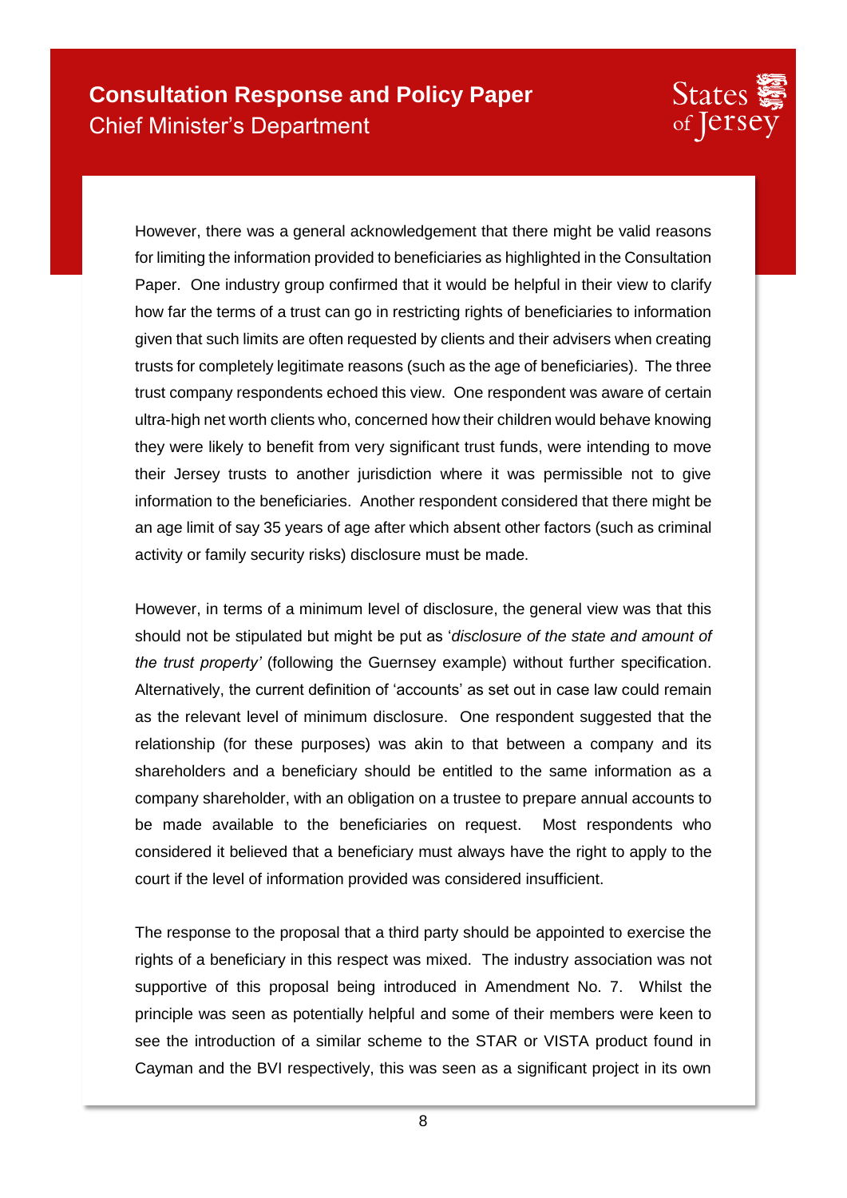However, there was a general acknowledgement that there might be valid reasons for limiting the information provided to beneficiaries as highlighted in the Consultation Paper. One industry group confirmed that it would be helpful in their view to clarify how far the terms of a trust can go in restricting rights of beneficiaries to information given that such limits are often requested by clients and their advisers when creating trusts for completely legitimate reasons (such as the age of beneficiaries). The three trust company respondents echoed this view. One respondent was aware of certain ultra-high net worth clients who, concerned how their children would behave knowing they were likely to benefit from very significant trust funds, were intending to move their Jersey trusts to another jurisdiction where it was permissible not to give information to the beneficiaries. Another respondent considered that there might be an age limit of say 35 years of age after which absent other factors (such as criminal activity or family security risks) disclosure must be made.

However, in terms of a minimum level of disclosure, the general view was that this should not be stipulated but might be put as '*disclosure of the state and amount of the trust property'* (following the Guernsey example) without further specification. Alternatively, the current definition of 'accounts' as set out in case law could remain as the relevant level of minimum disclosure. One respondent suggested that the relationship (for these purposes) was akin to that between a company and its shareholders and a beneficiary should be entitled to the same information as a company shareholder, with an obligation on a trustee to prepare annual accounts to be made available to the beneficiaries on request. Most respondents who considered it believed that a beneficiary must always have the right to apply to the court if the level of information provided was considered insufficient.

The response to the proposal that a third party should be appointed to exercise the rights of a beneficiary in this respect was mixed. The industry association was not supportive of this proposal being introduced in Amendment No. 7. Whilst the principle was seen as potentially helpful and some of their members were keen to see the introduction of a similar scheme to the STAR or VISTA product found in Cayman and the BVI respectively, this was seen as a significant project in its own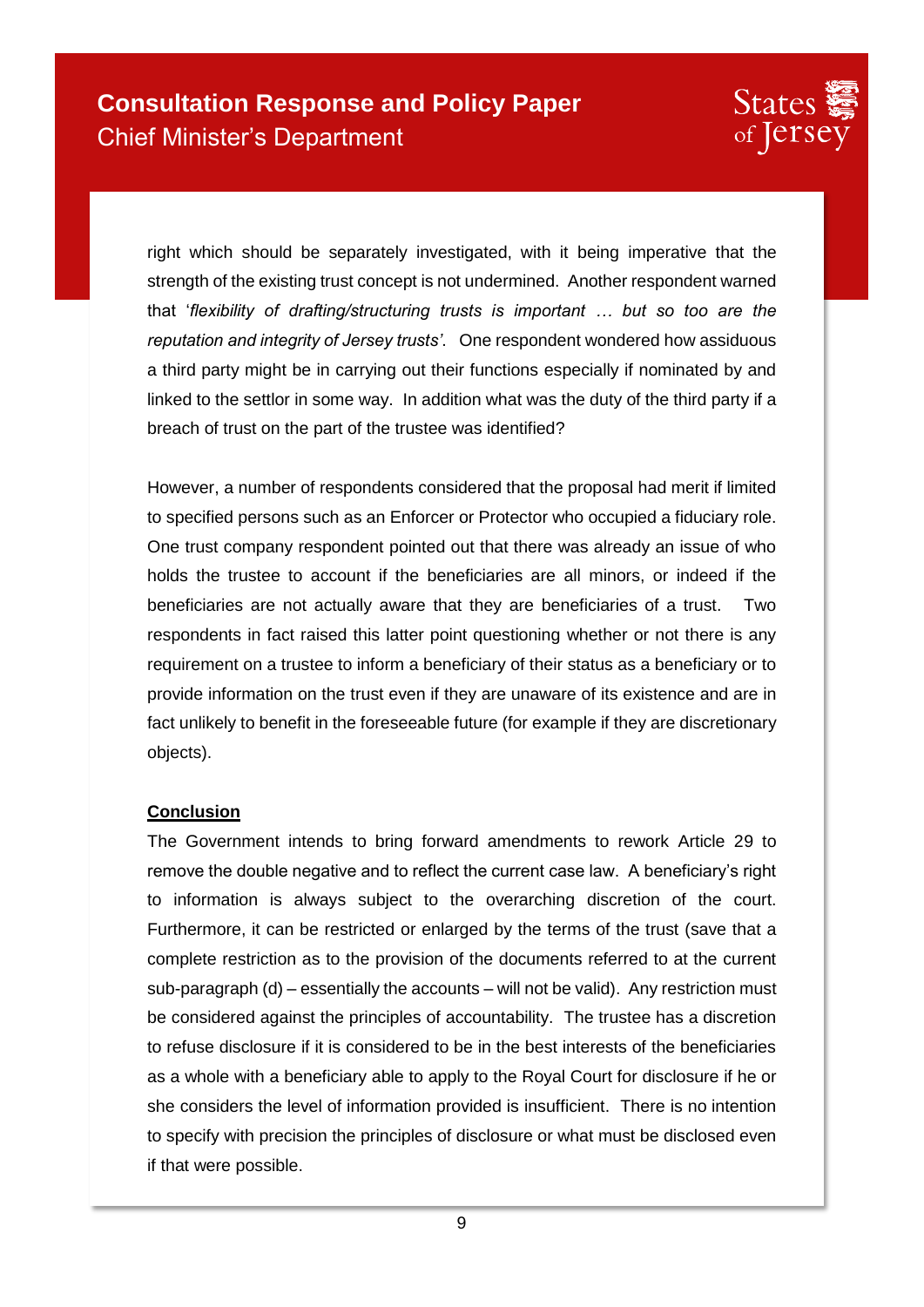right which should be separately investigated, with it being imperative that the strength of the existing trust concept is not undermined. Another respondent warned that '*flexibility of drafting/structuring trusts is important … but so too are the reputation and integrity of Jersey trusts'*. One respondent wondered how assiduous a third party might be in carrying out their functions especially if nominated by and linked to the settlor in some way. In addition what was the duty of the third party if a breach of trust on the part of the trustee was identified?

However, a number of respondents considered that the proposal had merit if limited to specified persons such as an Enforcer or Protector who occupied a fiduciary role. One trust company respondent pointed out that there was already an issue of who holds the trustee to account if the beneficiaries are all minors, or indeed if the beneficiaries are not actually aware that they are beneficiaries of a trust. Two respondents in fact raised this latter point questioning whether or not there is any requirement on a trustee to inform a beneficiary of their status as a beneficiary or to provide information on the trust even if they are unaware of its existence and are in fact unlikely to benefit in the foreseeable future (for example if they are discretionary objects).

**Conclusion**

The Government intends to bring forward amendments to rework Article 29 to remove the double negative and to reflect the current case law. A beneficiary's right to information is always subject to the overarching discretion of the court. Furthermore, it can be restricted or enlarged by the terms of the trust (save that a complete restriction as to the provision of the documents referred to at the current sub-paragraph (d) – essentially the accounts – will not be valid). Any restriction must be considered against the principles of accountability. The trustee has a discretion to refuse disclosure if it is considered to be in the best interests of the beneficiaries as a whole with a beneficiary able to apply to the Royal Court for disclosure if he or she considers the level of information provided is insufficient. There is no intention to specify with precision the principles of disclosure or what must be disclosed even if that were possible.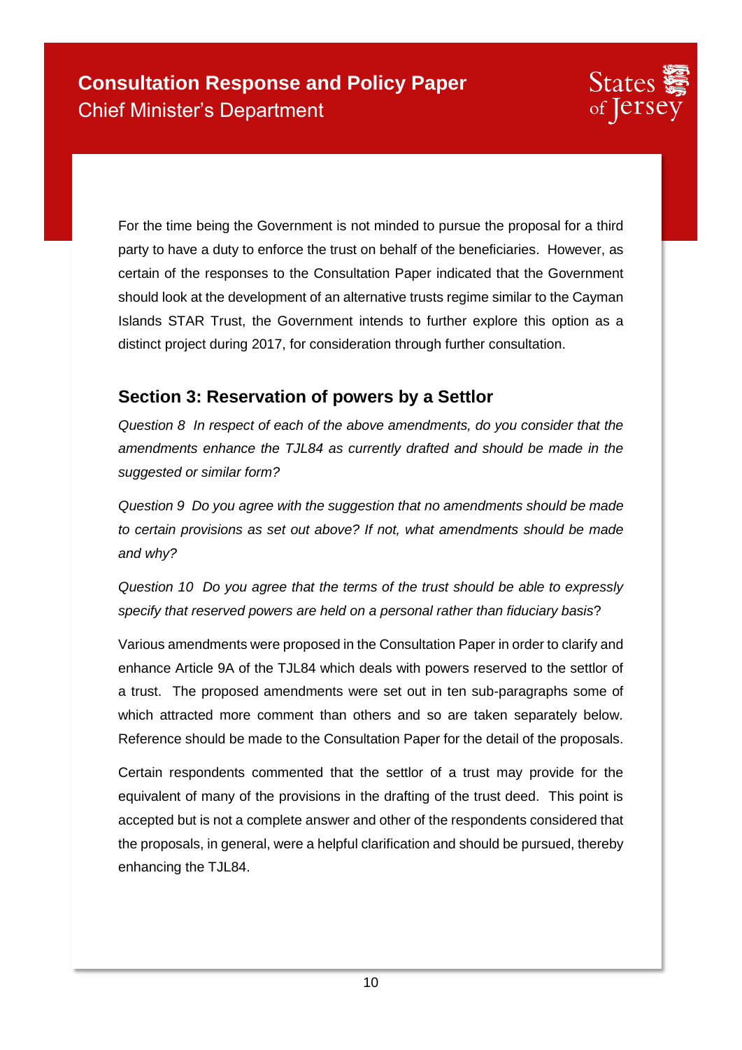For the time being the Government is not minded to pursue the proposal for a third party to have a duty to enforce the trust on behalf of the beneficiaries. However, as certain of the responses to the Consultation Paper indicated that the Government should look at the development of an alternative trusts regime similar to the Cayman Islands STAR Trust, the Government intends to further explore this option as a distinct project during 2017, for consideration through further consultation.

## Section 3: Reservation of powers by a Settlor

*Question 8 In respect of each of the above amendments, do you consider that the amendments enhance the TJL84 as currently drafted and should be made in the suggested or similar form?*

*Question 9 Do you agree with the suggestion that no amendments should be made to certain provisions as set out above? If not, what amendments should be made and why?*

*Question 10 Do you agree that the terms of the trust should be able to expressly specify that reserved powers are held on a personal rather than fiduciary basis*?

Various amendments were proposed in the Consultation Paper in order to clarify and enhance Article 9A of the TJL84 which deals with powers reserved to the settlor of a trust. The proposed amendments were set out in ten sub-paragraphs some of which attracted more comment than others and so are taken separately below. Reference should be made to the Consultation Paper for the detail of the proposals.

Certain respondents commented that the settlor of a trust may provide for the equivalent of many of the provisions in the drafting of the trust deed. This point is accepted but is not a complete answer and other of the respondents considered that the proposals, in general, were a helpful clarification and should be pursued, thereby enhancing the TJL84.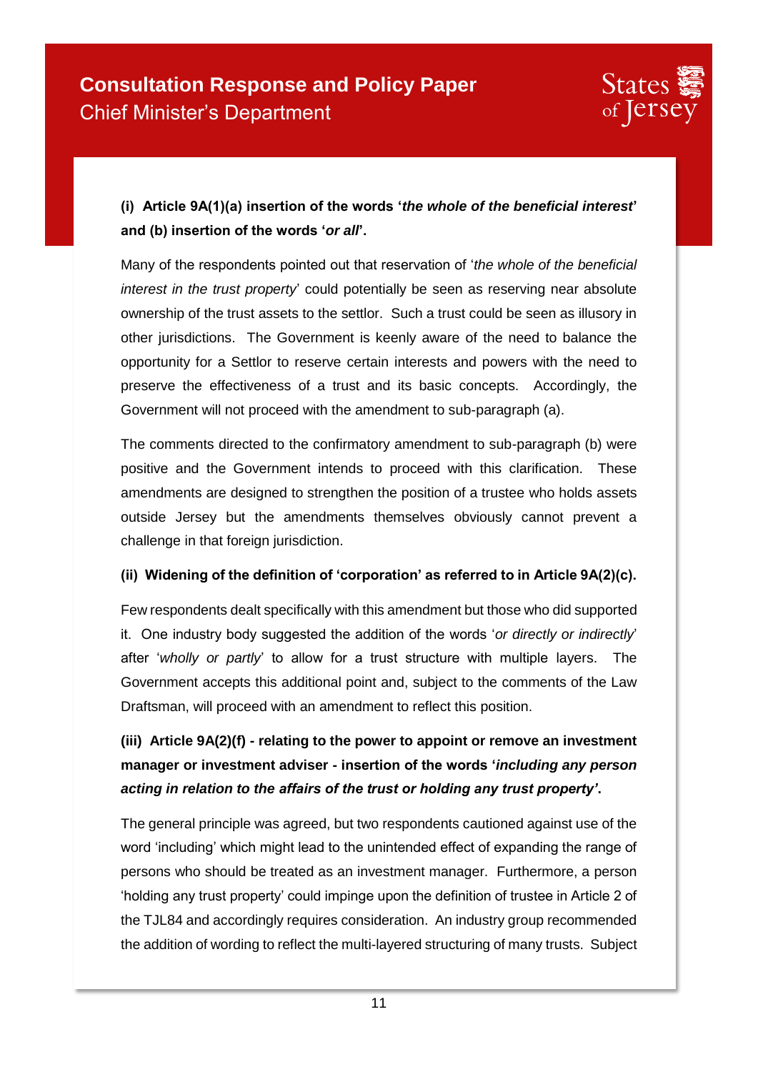**(i) Article 9A(1)(a) insertion of the words '*the whole of the beneficial interest*' and (b) insertion of the words '*or all*'.**

Many of the respondents pointed out that reservation of '*the whole of the beneficial interest in the trust property*' could potentially be seen as reserving near absolute ownership of the trust assets to the settlor. Such a trust could be seen as illusory in other jurisdictions. The Government is keenly aware of the need to balance the opportunity for a Settlor to reserve certain interests and powers with the need to preserve the effectiveness of a trust and its basic concepts. Accordingly, the Government will not proceed with the amendment to sub-paragraph (a).

The comments directed to the confirmatory amendment to sub-paragraph (b) were positive and the Government intends to proceed with this clarification. These amendments are designed to strengthen the position of a trustee who holds assets outside Jersey but the amendments themselves obviously cannot prevent a challenge in that foreign jurisdiction.

**(ii) Widening of the definition of 'corporation' as referred to in Article 9A(2)(c).**

Few respondents dealt specifically with this amendment but those who did supported it. One industry body suggested the addition of the words '*or directly or indirectly*' after '*wholly or partly*' to allow for a trust structure with multiple layers. The Government accepts this additional point and, subject to the comments of the Law Draftsman, will proceed with an amendment to reflect this position.

**(iii) Article 9A(2)(f) - relating to the power to appoint or remove an investment manager or investment adviser - insertion of the words '*including any person acting in relation to the affairs of the trust or holding any trust property'*.**

The general principle was agreed, but two respondents cautioned against use of the word 'including' which might lead to the unintended effect of expanding the range of persons who should be treated as an investment manager. Furthermore, a person 'holding any trust property' could impinge upon the definition of trustee in Article 2 of the TJL84 and accordingly requires consideration. An industry group recommended the addition of wording to reflect the multi-layered structuring of many trusts. Subject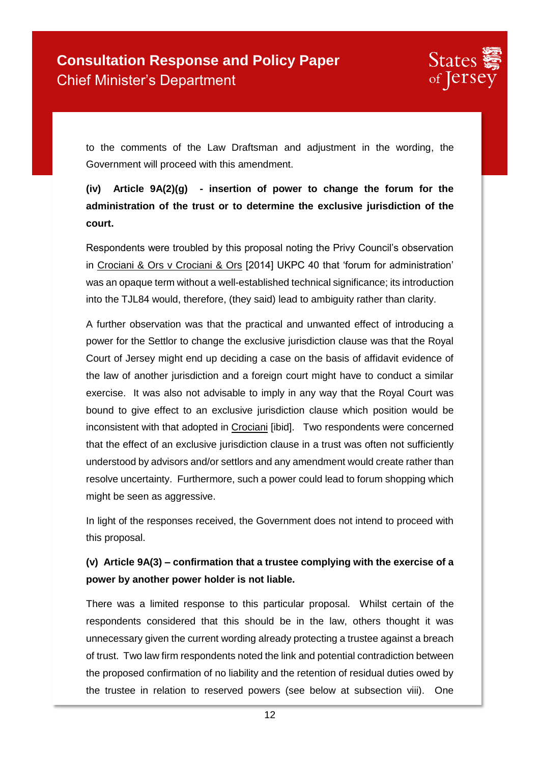to the comments of the Law Draftsman and adjustment in the wording, the Government will proceed with this amendment.

**(iv) Article 9A(2)(g) - insertion of power to change the forum for the administration of the trust or to determine the exclusive jurisdiction of the court.**

Respondents were troubled by this proposal noting the Privy Council's observation in Crociani & Ors v Crociani & Ors [2014] UKPC 40 that 'forum for administration' was an opaque term without a well-established technical significance; its introduction into the TJL84 would, therefore, (they said) lead to ambiguity rather than clarity.

A further observation was that the practical and unwanted effect of introducing a power for the Settlor to change the exclusive jurisdiction clause was that the Royal Court of Jersey might end up deciding a case on the basis of affidavit evidence of the law of another jurisdiction and a foreign court might have to conduct a similar exercise. It was also not advisable to imply in any way that the Royal Court was bound to give effect to an exclusive jurisdiction clause which position would be inconsistent with that adopted in Crociani [ibid]. Two respondents were concerned that the effect of an exclusive jurisdiction clause in a trust was often not sufficiently understood by advisors and/or settlors and any amendment would create rather than resolve uncertainty. Furthermore, such a power could lead to forum shopping which might be seen as aggressive.

In light of the responses received, the Government does not intend to proceed with this proposal.

**(v) Article 9A(3) – confirmation that a trustee complying with the exercise of a power by another power holder is not liable.**

There was a limited response to this particular proposal. Whilst certain of the respondents considered that this should be in the law, others thought it was unnecessary given the current wording already protecting a trustee against a breach of trust. Two law firm respondents noted the link and potential contradiction between the proposed confirmation of no liability and the retention of residual duties owed by the trustee in relation to reserved powers (see below at subsection viii). One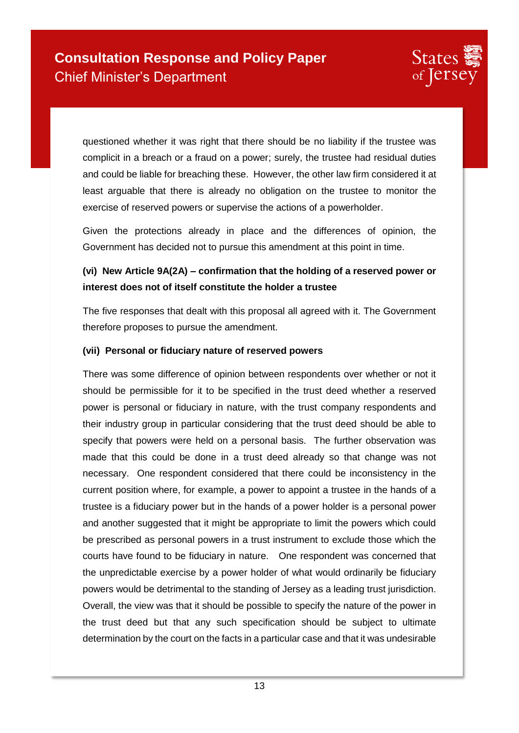questioned whether it was right that there should be no liability if the trustee was complicit in a breach or a fraud on a power; surely, the trustee had residual duties and could be liable for breaching these. However, the other law firm considered it at least arguable that there is already no obligation on the trustee to monitor the exercise of reserved powers or supervise the actions of a powerholder.

Given the protections already in place and the differences of opinion, the Government has decided not to pursue this amendment at this point in time.

**(vi) New Article 9A(2A) – confirmation that the holding of a reserved power or interest does not of itself constitute the holder a trustee**

The five responses that dealt with this proposal all agreed with it. The Government therefore proposes to pursue the amendment.

**(vii) Personal or fiduciary nature of reserved powers**

There was some difference of opinion between respondents over whether or not it should be permissible for it to be specified in the trust deed whether a reserved power is personal or fiduciary in nature, with the trust company respondents and their industry group in particular considering that the trust deed should be able to specify that powers were held on a personal basis. The further observation was made that this could be done in a trust deed already so that change was not necessary. One respondent considered that there could be inconsistency in the current position where, for example, a power to appoint a trustee in the hands of a trustee is a fiduciary power but in the hands of a power holder is a personal power and another suggested that it might be appropriate to limit the powers which could be prescribed as personal powers in a trust instrument to exclude those which the courts have found to be fiduciary in nature. One respondent was concerned that the unpredictable exercise by a power holder of what would ordinarily be fiduciary powers would be detrimental to the standing of Jersey as a leading trust jurisdiction. Overall, the view was that it should be possible to specify the nature of the power in the trust deed but that any such specification should be subject to ultimate determination by the court on the facts in a particular case and that it was undesirable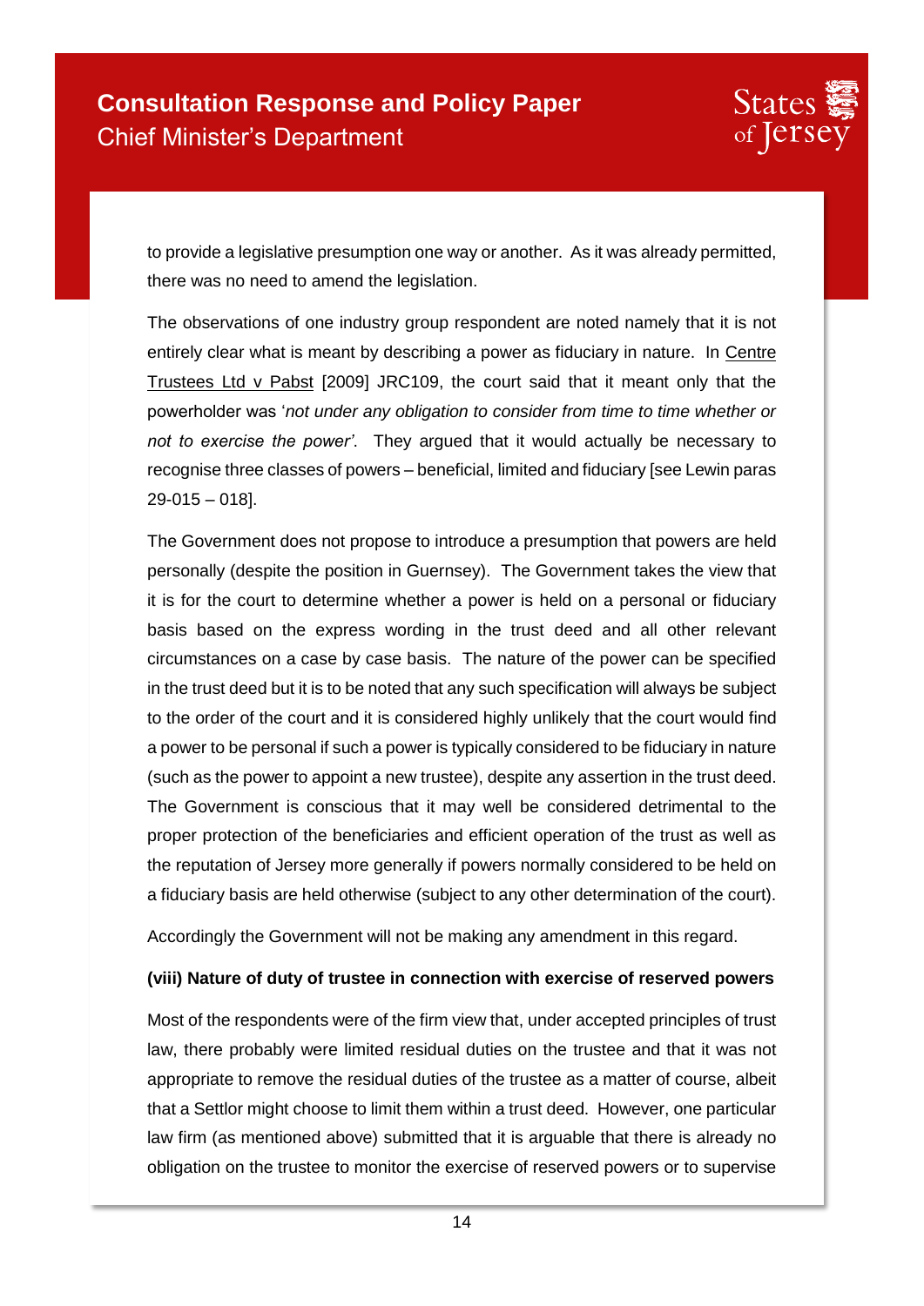to provide a legislative presumption one way or another. As it was already permitted, there was no need to amend the legislation.

The observations of one industry group respondent are noted namely that it is not entirely clear what is meant by describing a power as fiduciary in nature. In Centre Trustees Ltd v Pabst [2009] JRC109, the court said that it meant only that the powerholder was '*not under any obligation to consider from time to time whether or not to exercise the power'*. They argued that it would actually be necessary to recognise three classes of powers – beneficial, limited and fiduciary [see Lewin paras 29-015 – 018].

The Government does not propose to introduce a presumption that powers are held personally (despite the position in Guernsey). The Government takes the view that it is for the court to determine whether a power is held on a personal or fiduciary basis based on the express wording in the trust deed and all other relevant circumstances on a case by case basis. The nature of the power can be specified in the trust deed but it is to be noted that any such specification will always be subject to the order of the court and it is considered highly unlikely that the court would find a power to be personal if such a power is typically considered to be fiduciary in nature (such as the power to appoint a new trustee), despite any assertion in the trust deed. The Government is conscious that it may well be considered detrimental to the proper protection of the beneficiaries and efficient operation of the trust as well as the reputation of Jersey more generally if powers normally considered to be held on a fiduciary basis are held otherwise (subject to any other determination of the court).

Accordingly the Government will not be making any amendment in this regard.

**(viii) Nature of duty of trustee in connection with exercise of reserved powers**

Most of the respondents were of the firm view that, under accepted principles of trust law, there probably were limited residual duties on the trustee and that it was not appropriate to remove the residual duties of the trustee as a matter of course, albeit that a Settlor might choose to limit them within a trust deed. However, one particular law firm (as mentioned above) submitted that it is arguable that there is already no obligation on the trustee to monitor the exercise of reserved powers or to supervise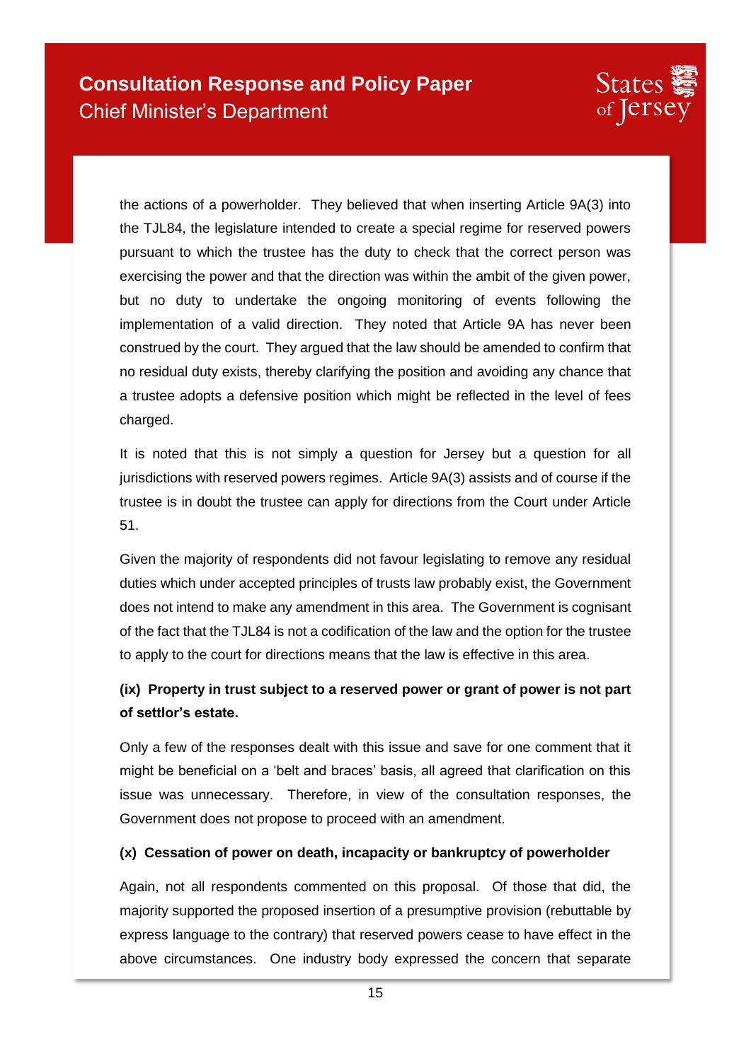the actions of a powerholder. They believed that when inserting Article 9A(3) into the TJL84, the legislature intended to create a special regime for reserved powers pursuant to which the trustee has the duty to check that the correct person was exercising the power and that the direction was within the ambit of the given power, but no duty to undertake the ongoing monitoring of events following the implementation of a valid direction. They noted that Article 9A has never been construed by the court. They argued that the law should be amended to confirm that no residual duty exists, thereby clarifying the position and avoiding any chance that a trustee adopts a defensive position which might be reflected in the level of fees charged.

It is noted that this is not simply a question for Jersey but a question for all jurisdictions with reserved powers regimes. Article 9A(3) assists and of course if the trustee is in doubt the trustee can apply for directions from the Court under Article 51.

Given the majority of respondents did not favour legislating to remove any residual duties which under accepted principles of trusts law probably exist, the Government does not intend to make any amendment in this area. The Government is cognisant of the fact that the TJL84 is not a codification of the law and the option for the trustee to apply to the court for directions means that the law is effective in this area.

**(ix) Property in trust subject to a reserved power or grant of power is not part of settlor's estate.**

Only a few of the responses dealt with this issue and save for one comment that it might be beneficial on a 'belt and braces' basis, all agreed that clarification on this issue was unnecessary. Therefore, in view of the consultation responses, the Government does not propose to proceed with an amendment.

**(x) Cessation of power on death, incapacity or bankruptcy of powerholder**

Again, not all respondents commented on this proposal. Of those that did, the majority supported the proposed insertion of a presumptive provision (rebuttable by express language to the contrary) that reserved powers cease to have effect in the above circumstances. One industry body expressed the concern that separate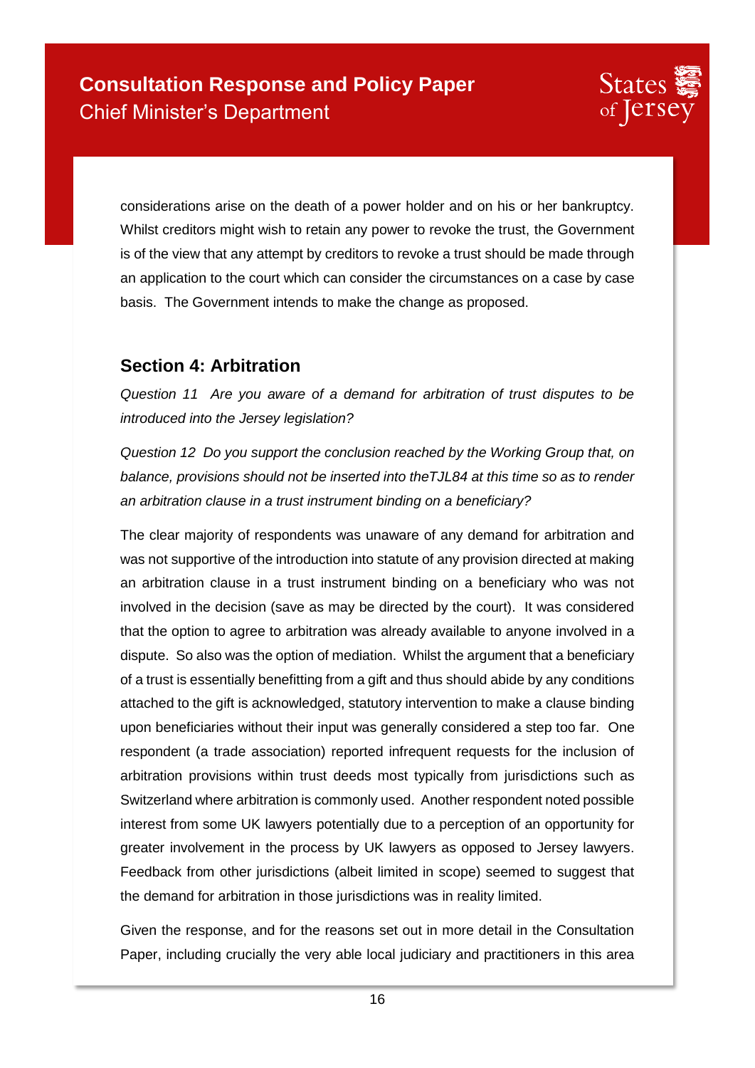considerations arise on the death of a power holder and on his or her bankruptcy. Whilst creditors might wish to retain any power to revoke the trust, the Government is of the view that any attempt by creditors to revoke a trust should be made through an application to the court which can consider the circumstances on a case by case basis. The Government intends to make the change as proposed.

## Section 4: Arbitration

*Question 11 Are you aware of a demand for arbitration of trust disputes to be introduced into the Jersey legislation?*

*Question 12 Do you support the conclusion reached by the Working Group that, on balance, provisions should not be inserted into theTJL84 at this time so as to render an arbitration clause in a trust instrument binding on a beneficiary?*

The clear majority of respondents was unaware of any demand for arbitration and was not supportive of the introduction into statute of any provision directed at making an arbitration clause in a trust instrument binding on a beneficiary who was not involved in the decision (save as may be directed by the court). It was considered that the option to agree to arbitration was already available to anyone involved in a dispute. So also was the option of mediation. Whilst the argument that a beneficiary of a trust is essentially benefitting from a gift and thus should abide by any conditions attached to the gift is acknowledged, statutory intervention to make a clause binding upon beneficiaries without their input was generally considered a step too far. One respondent (a trade association) reported infrequent requests for the inclusion of arbitration provisions within trust deeds most typically from jurisdictions such as Switzerland where arbitration is commonly used. Another respondent noted possible interest from some UK lawyers potentially due to a perception of an opportunity for greater involvement in the process by UK lawyers as opposed to Jersey lawyers. Feedback from other jurisdictions (albeit limited in scope) seemed to suggest that the demand for arbitration in those jurisdictions was in reality limited.

Given the response, and for the reasons set out in more detail in the Consultation Paper, including crucially the very able local judiciary and practitioners in this area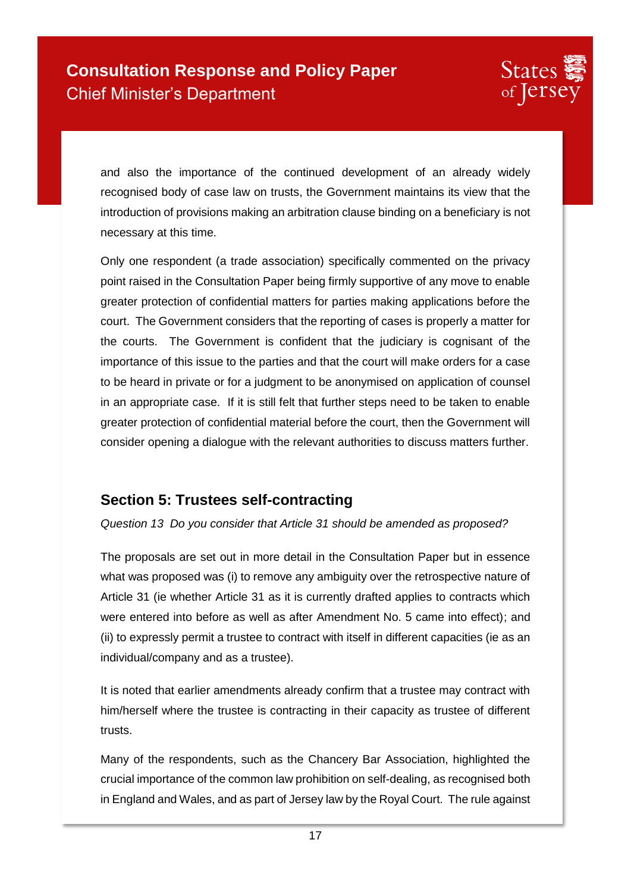and also the importance of the continued development of an already widely recognised body of case law on trusts, the Government maintains its view that the introduction of provisions making an arbitration clause binding on a beneficiary is not necessary at this time.

Only one respondent (a trade association) specifically commented on the privacy point raised in the Consultation Paper being firmly supportive of any move to enable greater protection of confidential matters for parties making applications before the court. The Government considers that the reporting of cases is properly a matter for the courts. The Government is confident that the judiciary is cognisant of the importance of this issue to the parties and that the court will make orders for a case to be heard in private or for a judgment to be anonymised on application of counsel in an appropriate case. If it is still felt that further steps need to be taken to enable greater protection of confidential material before the court, then the Government will consider opening a dialogue with the relevant authorities to discuss matters further.

## Section 5: Trustees self-contracting

*Question 13 Do you consider that Article 31 should be amended as proposed?*

The proposals are set out in more detail in the Consultation Paper but in essence what was proposed was (i) to remove any ambiguity over the retrospective nature of Article 31 (ie whether Article 31 as it is currently drafted applies to contracts which were entered into before as well as after Amendment No. 5 came into effect); and (ii) to expressly permit a trustee to contract with itself in different capacities (ie as an individual/company and as a trustee).

It is noted that earlier amendments already confirm that a trustee may contract with him/herself where the trustee is contracting in their capacity as trustee of different trusts.

Many of the respondents, such as the Chancery Bar Association, highlighted the crucial importance of the common law prohibition on self-dealing, as recognised both in England and Wales, and as part of Jersey law by the Royal Court. The rule against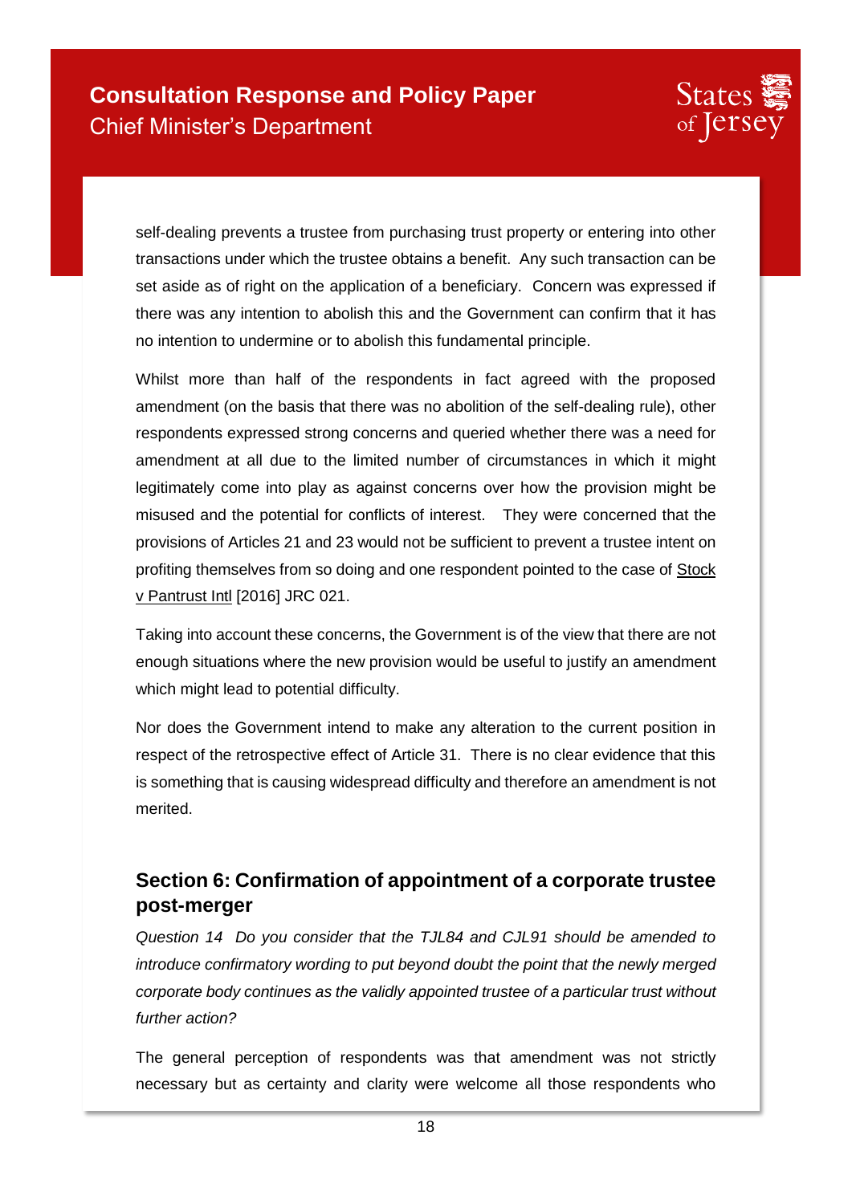self-dealing prevents a trustee from purchasing trust property or entering into other transactions under which the trustee obtains a benefit. Any such transaction can be set aside as of right on the application of a beneficiary. Concern was expressed if there was any intention to abolish this and the Government can confirm that it has no intention to undermine or to abolish this fundamental principle.

Whilst more than half of the respondents in fact agreed with the proposed amendment (on the basis that there was no abolition of the self-dealing rule), other respondents expressed strong concerns and queried whether there was a need for amendment at all due to the limited number of circumstances in which it might legitimately come into play as against concerns over how the provision might be misused and the potential for conflicts of interest. They were concerned that the provisions of Articles 21 and 23 would not be sufficient to prevent a trustee intent on profiting themselves from so doing and one respondent pointed to the case of Stock v Pantrust Intl [2016] JRC 021.

Taking into account these concerns, the Government is of the view that there are not enough situations where the new provision would be useful to justify an amendment which might lead to potential difficulty.

Nor does the Government intend to make any alteration to the current position in respect of the retrospective effect of Article 31. There is no clear evidence that this is something that is causing widespread difficulty and therefore an amendment is not merited.

## Section 6: Confirmation of appointment of a corporate trustee post-merger

*Question 14 Do you consider that the TJL84 and CJL91 should be amended to introduce confirmatory wording to put beyond doubt the point that the newly merged corporate body continues as the validly appointed trustee of a particular trust without further action?*

The general perception of respondents was that amendment was not strictly necessary but as certainty and clarity were welcome all those respondents who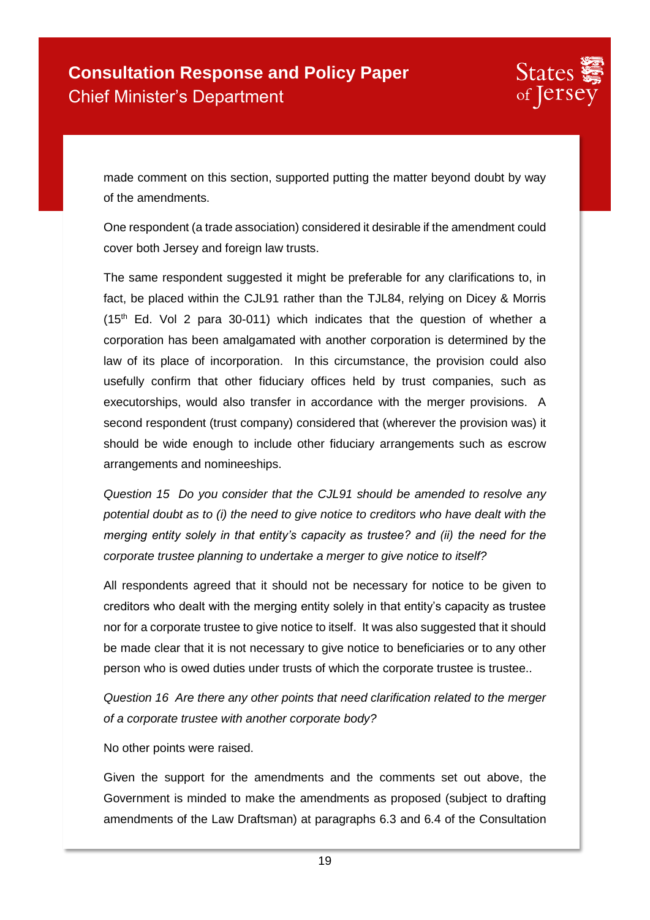made comment on this section, supported putting the matter beyond doubt by way of the amendments.

One respondent (a trade association) considered it desirable if the amendment could cover both Jersey and foreign law trusts.

The same respondent suggested it might be preferable for any clarifications to, in fact, be placed within the CJL91 rather than the TJL84, relying on Dicey & Morris (15th Ed. Vol 2 para 30-011) which indicates that the question of whether a corporation has been amalgamated with another corporation is determined by the law of its place of incorporation. In this circumstance, the provision could also usefully confirm that other fiduciary offices held by trust companies, such as executorships, would also transfer in accordance with the merger provisions. A second respondent (trust company) considered that (wherever the provision was) it should be wide enough to include other fiduciary arrangements such as escrow arrangements and nomineeships.

*Question 15 Do you consider that the CJL91 should be amended to resolve any potential doubt as to (i) the need to give notice to creditors who have dealt with the merging entity solely in that entity's capacity as trustee? and (ii) the need for the corporate trustee planning to undertake a merger to give notice to itself?*

All respondents agreed that it should not be necessary for notice to be given to creditors who dealt with the merging entity solely in that entity's capacity as trustee nor for a corporate trustee to give notice to itself. It was also suggested that it should be made clear that it is not necessary to give notice to beneficiaries or to any other person who is owed duties under trusts of which the corporate trustee is trustee..

*Question 16 Are there any other points that need clarification related to the merger of a corporate trustee with another corporate body?*

No other points were raised.

Given the support for the amendments and the comments set out above, the Government is minded to make the amendments as proposed (subject to drafting amendments of the Law Draftsman) at paragraphs 6.3 and 6.4 of the Consultation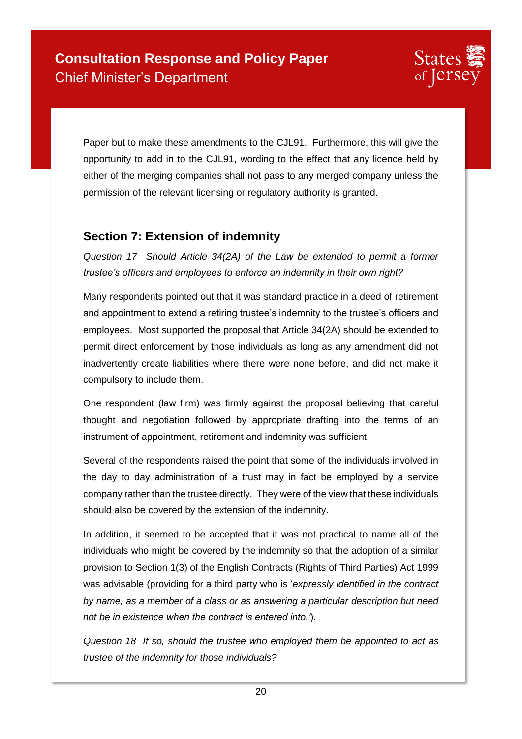Paper but to make these amendments to the CJL91. Furthermore, this will give the opportunity to add in to the CJL91, wording to the effect that any licence held by either of the merging companies shall not pass to any merged company unless the permission of the relevant licensing or regulatory authority is granted.

## Section 7: Extension of indemnity

*Question 17 Should Article 34(2A) of the Law be extended to permit a former trustee's officers and employees to enforce an indemnity in their own right?*

Many respondents pointed out that it was standard practice in a deed of retirement and appointment to extend a retiring trustee's indemnity to the trustee's officers and employees. Most supported the proposal that Article 34(2A) should be extended to permit direct enforcement by those individuals as long as any amendment did not inadvertently create liabilities where there were none before, and did not make it compulsory to include them.

One respondent (law firm) was firmly against the proposal believing that careful thought and negotiation followed by appropriate drafting into the terms of an instrument of appointment, retirement and indemnity was sufficient.

Several of the respondents raised the point that some of the individuals involved in the day to day administration of a trust may in fact be employed by a service company rather than the trustee directly. They were of the view that these individuals should also be covered by the extension of the indemnity.

In addition, it seemed to be accepted that it was not practical to name all of the individuals who might be covered by the indemnity so that the adoption of a similar provision to Section 1(3) of the English Contracts (Rights of Third Parties) Act 1999 was advisable (providing for a third party who is '*expressly identified in the contract by name, as a member of a class or as answering a particular description but need not be in existence when the contract is entered into.*').

*Question 18 If so, should the trustee who employed them be appointed to act as trustee of the indemnity for those individuals?*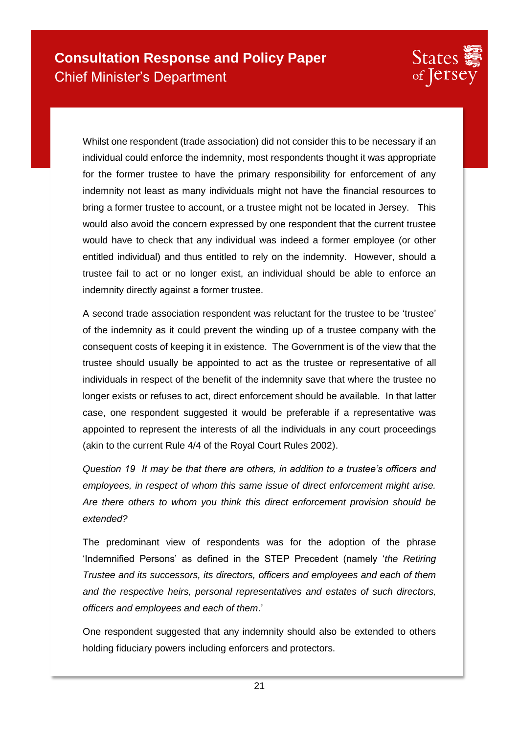Whilst one respondent (trade association) did not consider this to be necessary if an individual could enforce the indemnity, most respondents thought it was appropriate for the former trustee to have the primary responsibility for enforcement of any indemnity not least as many individuals might not have the financial resources to bring a former trustee to account, or a trustee might not be located in Jersey. This would also avoid the concern expressed by one respondent that the current trustee would have to check that any individual was indeed a former employee (or other entitled individual) and thus entitled to rely on the indemnity. However, should a trustee fail to act or no longer exist, an individual should be able to enforce an indemnity directly against a former trustee.

A second trade association respondent was reluctant for the trustee to be 'trustee' of the indemnity as it could prevent the winding up of a trustee company with the consequent costs of keeping it in existence. The Government is of the view that the trustee should usually be appointed to act as the trustee or representative of all individuals in respect of the benefit of the indemnity save that where the trustee no longer exists or refuses to act, direct enforcement should be available. In that latter case, one respondent suggested it would be preferable if a representative was appointed to represent the interests of all the individuals in any court proceedings (akin to the current Rule 4/4 of the Royal Court Rules 2002).

*Question 19 It may be that there are others, in addition to a trustee's officers and employees, in respect of whom this same issue of direct enforcement might arise. Are there others to whom you think this direct enforcement provision should be extended?*

The predominant view of respondents was for the adoption of the phrase 'Indemnified Persons' as defined in the STEP Precedent (namely '*the Retiring Trustee and its successors, its directors, officers and employees and each of them and the respective heirs, personal representatives and estates of such directors, officers and employees and each of them*.'

One respondent suggested that any indemnity should also be extended to others holding fiduciary powers including enforcers and protectors.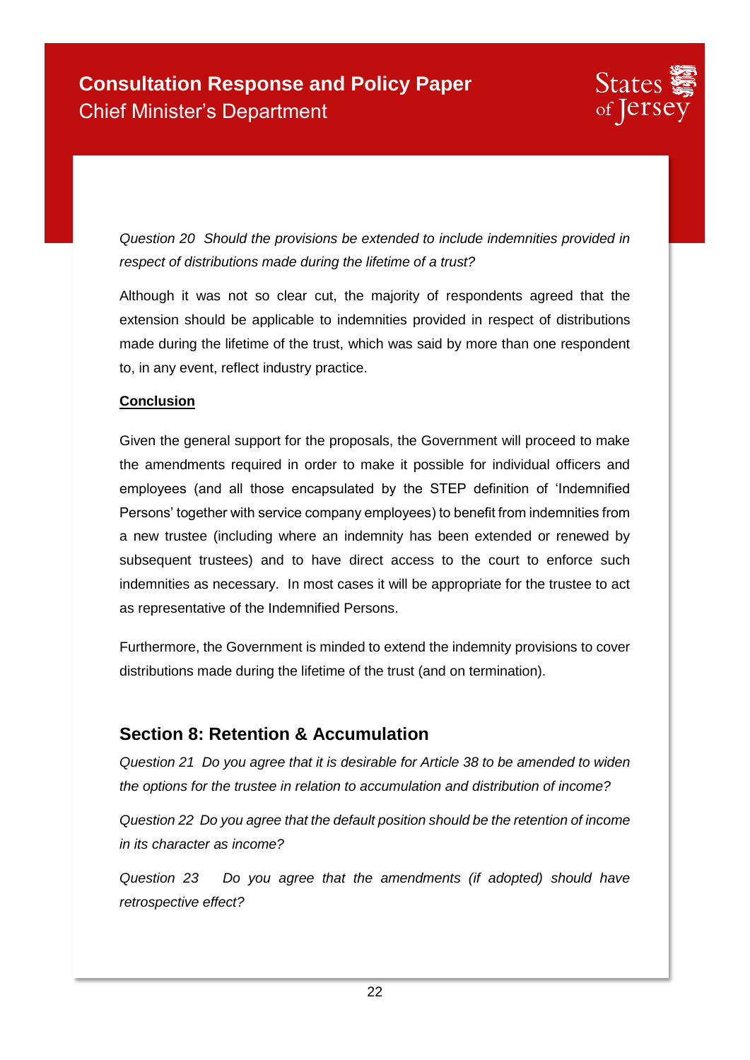*Question 20 Should the provisions be extended to include indemnities provided in respect of distributions made during the lifetime of a trust?*

Although it was not so clear cut, the majority of respondents agreed that the extension should be applicable to indemnities provided in respect of distributions made during the lifetime of the trust, which was said by more than one respondent to, in any event, reflect industry practice.

**Conclusion**

Given the general support for the proposals, the Government will proceed to make the amendments required in order to make it possible for individual officers and employees (and all those encapsulated by the STEP definition of 'Indemnified Persons' together with service company employees) to benefit from indemnities from a new trustee (including where an indemnity has been extended or renewed by subsequent trustees) and to have direct access to the court to enforce such indemnities as necessary. In most cases it will be appropriate for the trustee to act as representative of the Indemnified Persons.

Furthermore, the Government is minded to extend the indemnity provisions to cover distributions made during the lifetime of the trust (and on termination).

## Section 8: Retention & Accumulation

*Question 21 Do you agree that it is desirable for Article 38 to be amended to widen the options for the trustee in relation to accumulation and distribution of income?*

*Question 22 Do you agree that the default position should be the retention of income in its character as income?*

*Question 23 Do you agree that the amendments (if adopted) should have retrospective effect?*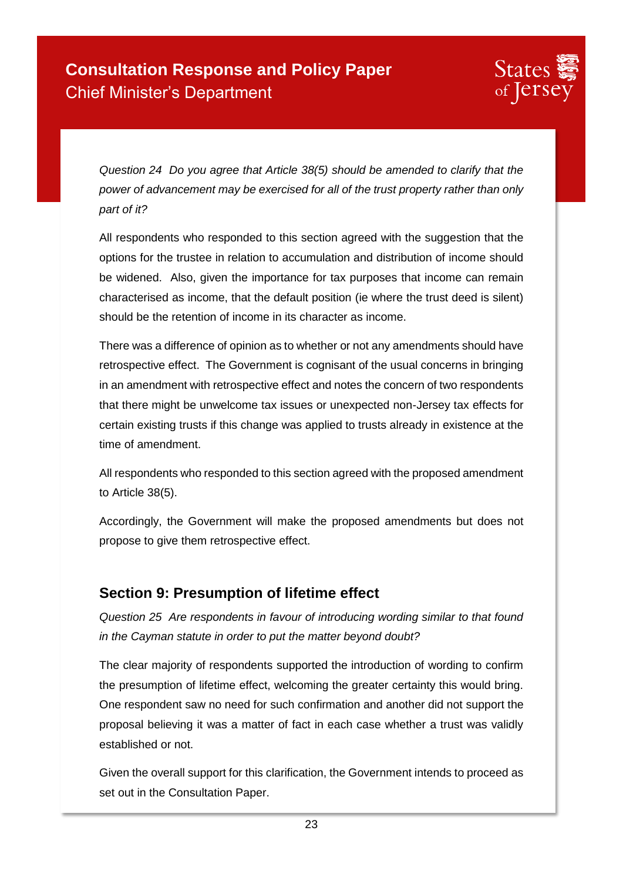*Question 24  Do you agree that Article 38(5) should be amended to clarify that the power of advancement may be exercised for all of the trust property rather than only part of it?*

All respondents who responded to this section agreed with the suggestion that the options for the trustee in relation to accumulation and distribution of income should be widened. Also, given the importance for tax purposes that income can remain characterised as income, that the default position (ie where the trust deed is silent) should be the retention of income in its character as income.

There was a difference of opinion as to whether or not any amendments should have retrospective effect. The Government is cognisant of the usual concerns in bringing in an amendment with retrospective effect and notes the concern of two respondents that there might be unwelcome tax issues or unexpected non-Jersey tax effects for certain existing trusts if this change was applied to trusts already in existence at the time of amendment.

All respondents who responded to this section agreed with the proposed amendment to Article 38(5).

Accordingly, the Government will make the proposed amendments but does not propose to give them retrospective effect.

## Section 9: Presumption of lifetime effect

*Question 25  Are respondents in favour of introducing wording similar to that found in the Cayman statute in order to put the matter beyond doubt?*

The clear majority of respondents supported the introduction of wording to confirm the presumption of lifetime effect, welcoming the greater certainty this would bring. One respondent saw no need for such confirmation and another did not support the proposal believing it was a matter of fact in each case whether a trust was validly established or not.

Given the overall support for this clarification, the Government intends to proceed as set out in the Consultation Paper.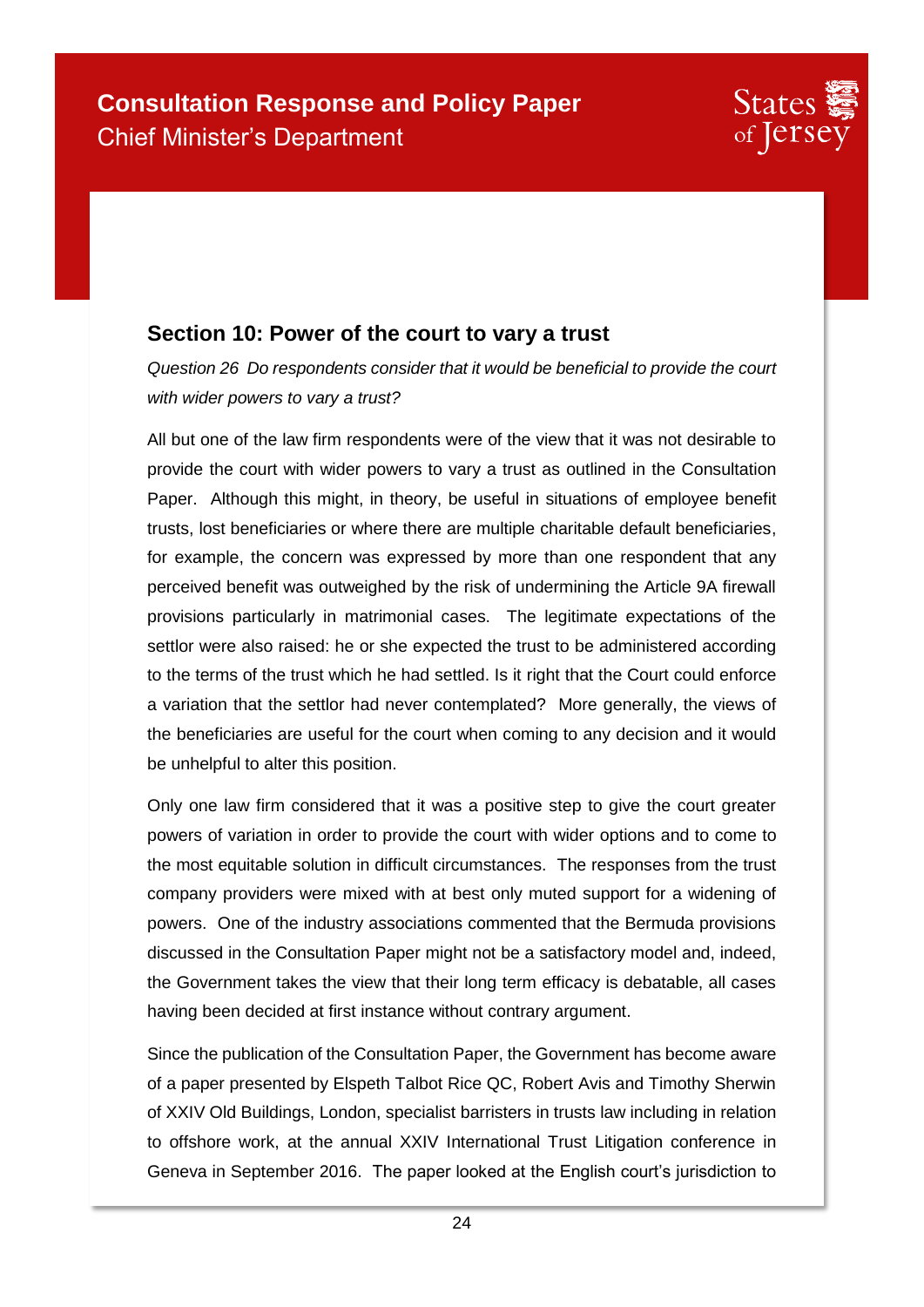## Section 10: Power of the court to vary a trust

*Question 26 Do respondents consider that it would be beneficial to provide the court with wider powers to vary a trust?*

All but one of the law firm respondents were of the view that it was not desirable to provide the court with wider powers to vary a trust as outlined in the Consultation Paper. Although this might, in theory, be useful in situations of employee benefit trusts, lost beneficiaries or where there are multiple charitable default beneficiaries, for example, the concern was expressed by more than one respondent that any perceived benefit was outweighed by the risk of undermining the Article 9A firewall provisions particularly in matrimonial cases. The legitimate expectations of the settlor were also raised: he or she expected the trust to be administered according to the terms of the trust which he had settled. Is it right that the Court could enforce a variation that the settlor had never contemplated? More generally, the views of the beneficiaries are useful for the court when coming to any decision and it would be unhelpful to alter this position.

Only one law firm considered that it was a positive step to give the court greater powers of variation in order to provide the court with wider options and to come to the most equitable solution in difficult circumstances. The responses from the trust company providers were mixed with at best only muted support for a widening of powers. One of the industry associations commented that the Bermuda provisions discussed in the Consultation Paper might not be a satisfactory model and, indeed, the Government takes the view that their long term efficacy is debatable, all cases having been decided at first instance without contrary argument.

Since the publication of the Consultation Paper, the Government has become aware of a paper presented by Elspeth Talbot Rice QC, Robert Avis and Timothy Sherwin of XXIV Old Buildings, London, specialist barristers in trusts law including in relation to offshore work, at the annual XXIV International Trust Litigation conference in Geneva in September 2016. The paper looked at the English court's jurisdiction to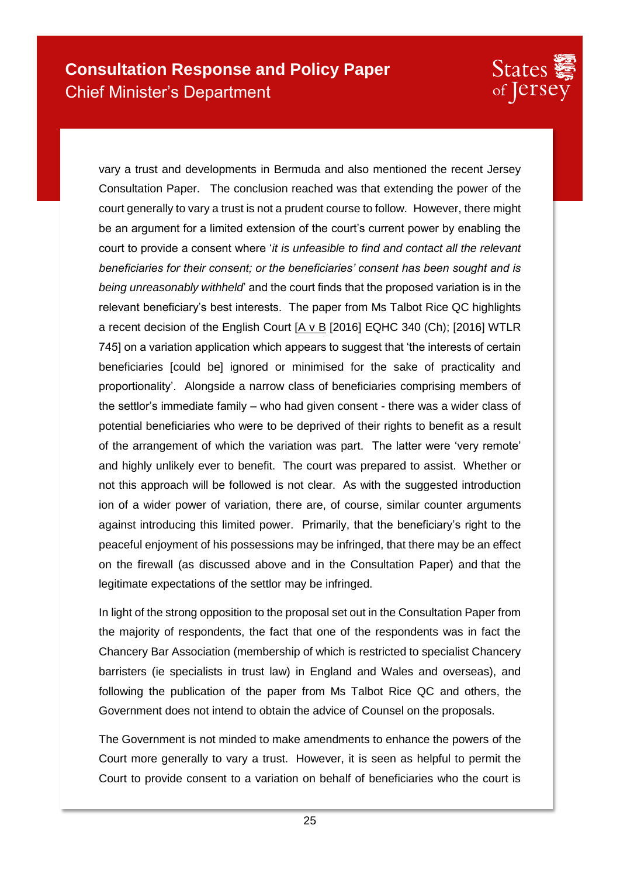vary a trust and developments in Bermuda and also mentioned the recent Jersey Consultation Paper. The conclusion reached was that extending the power of the court generally to vary a trust is not a prudent course to follow. However, there might be an argument for a limited extension of the court's current power by enabling the court to provide a consent where '*it is unfeasible to find and contact all the relevant beneficiaries for their consent; or the beneficiaries' consent has been sought and is being unreasonably withheld*' and the court finds that the proposed variation is in the relevant beneficiary's best interests. The paper from Ms Talbot Rice QC highlights a recent decision of the English Court [A v B [2016] EQHC 340 (Ch); [2016] WTLR 745] on a variation application which appears to suggest that 'the interests of certain beneficiaries [could be] ignored or minimised for the sake of practicality and proportionality'. Alongside a narrow class of beneficiaries comprising members of the settlor's immediate family – who had given consent - there was a wider class of potential beneficiaries who were to be deprived of their rights to benefit as a result of the arrangement of which the variation was part. The latter were 'very remote' and highly unlikely ever to benefit. The court was prepared to assist. Whether or not this approach will be followed is not clear. As with the suggested introduction ion of a wider power of variation, there are, of course, similar counter arguments against introducing this limited power. Primarily, that the beneficiary's right to the peaceful enjoyment of his possessions may be infringed, that there may be an effect on the firewall (as discussed above and in the Consultation Paper) and that the legitimate expectations of the settlor may be infringed.

In light of the strong opposition to the proposal set out in the Consultation Paper from the majority of respondents, the fact that one of the respondents was in fact the Chancery Bar Association (membership of which is restricted to specialist Chancery barristers (ie specialists in trust law) in England and Wales and overseas), and following the publication of the paper from Ms Talbot Rice QC and others, the Government does not intend to obtain the advice of Counsel on the proposals.

The Government is not minded to make amendments to enhance the powers of the Court more generally to vary a trust. However, it is seen as helpful to permit the Court to provide consent to a variation on behalf of beneficiaries who the court is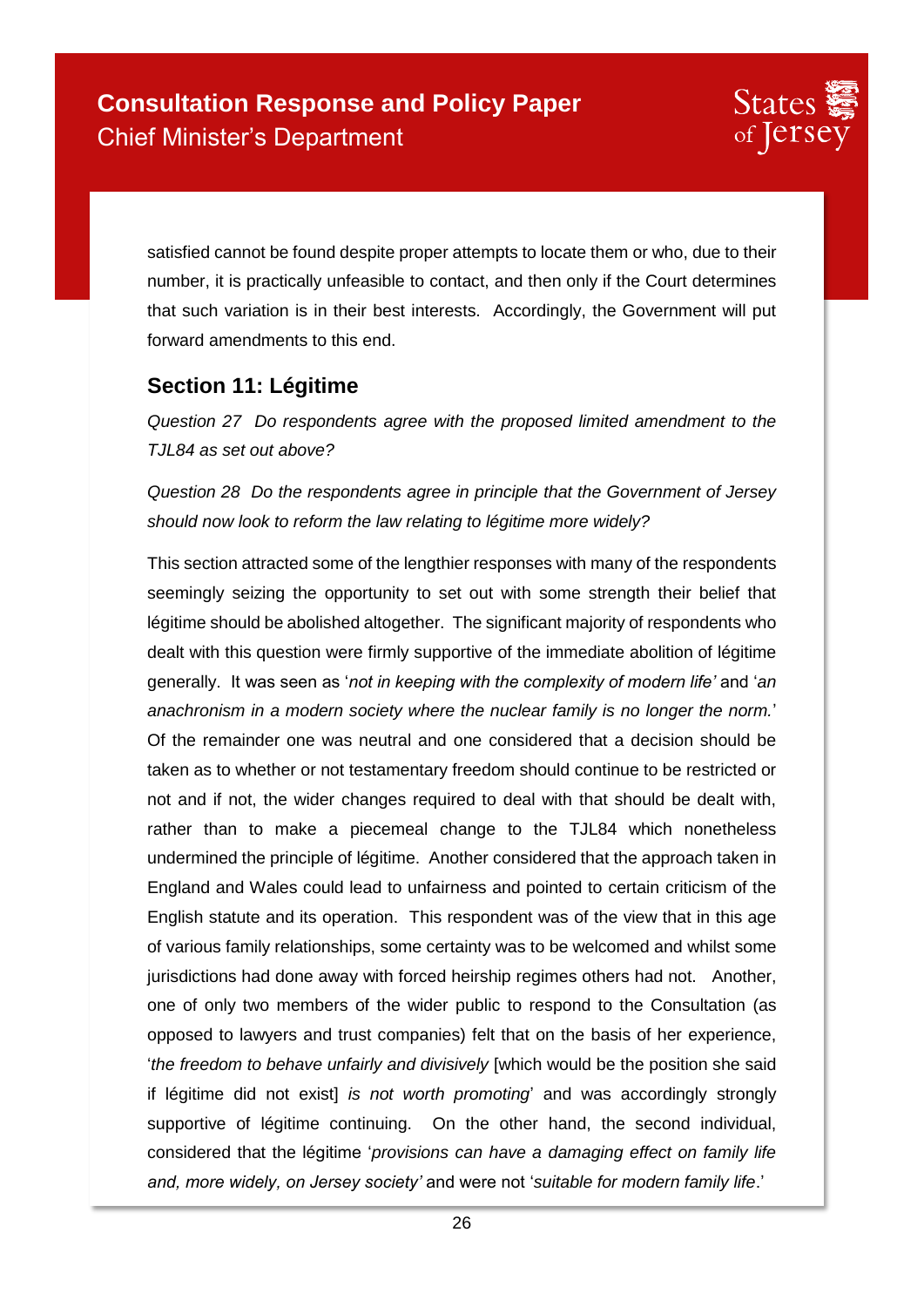satisfied cannot be found despite proper attempts to locate them or who, due to their number, it is practically unfeasible to contact, and then only if the Court determines that such variation is in their best interests. Accordingly, the Government will put forward amendments to this end.

## Section 11: Légitime

*Question 27 Do respondents agree with the proposed limited amendment to the TJL84 as set out above?*

*Question 28 Do the respondents agree in principle that the Government of Jersey should now look to reform the law relating to légitime more widely?*

This section attracted some of the lengthier responses with many of the respondents seemingly seizing the opportunity to set out with some strength their belief that légitime should be abolished altogether. The significant majority of respondents who dealt with this question were firmly supportive of the immediate abolition of légitime generally. It was seen as '*not in keeping with the complexity of modern life'* and '*an anachronism in a modern society where the nuclear family is no longer the norm.*' Of the remainder one was neutral and one considered that a decision should be taken as to whether or not testamentary freedom should continue to be restricted or not and if not, the wider changes required to deal with that should be dealt with, rather than to make a piecemeal change to the TJL84 which nonetheless undermined the principle of légitime. Another considered that the approach taken in England and Wales could lead to unfairness and pointed to certain criticism of the English statute and its operation. This respondent was of the view that in this age of various family relationships, some certainty was to be welcomed and whilst some jurisdictions had done away with forced heirship regimes others had not. Another, one of only two members of the wider public to respond to the Consultation (as opposed to lawyers and trust companies) felt that on the basis of her experience, '*the freedom to behave unfairly and divisively* [which would be the position she said if légitime did not exist] *is not worth promoting*' and was accordingly strongly supportive of légitime continuing. On the other hand, the second individual, considered that the légitime '*provisions can have a damaging effect on family life and, more widely, on Jersey society'* and were not '*suitable for modern family life*.'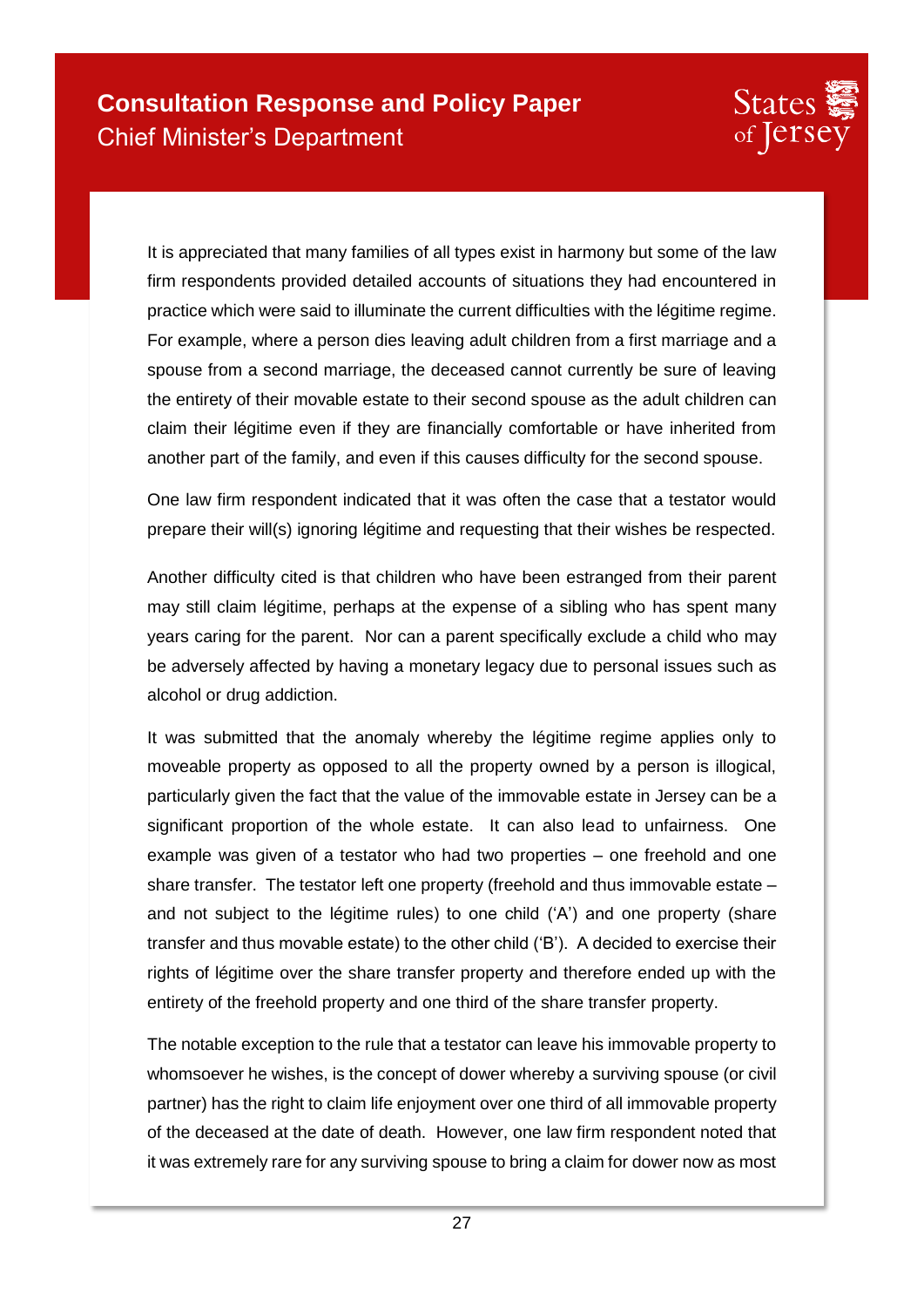It is appreciated that many families of all types exist in harmony but some of the law firm respondents provided detailed accounts of situations they had encountered in practice which were said to illuminate the current difficulties with the légitime regime. For example, where a person dies leaving adult children from a first marriage and a spouse from a second marriage, the deceased cannot currently be sure of leaving the entirety of their movable estate to their second spouse as the adult children can claim their légitime even if they are financially comfortable or have inherited from another part of the family, and even if this causes difficulty for the second spouse.

One law firm respondent indicated that it was often the case that a testator would prepare their will(s) ignoring légitime and requesting that their wishes be respected.

Another difficulty cited is that children who have been estranged from their parent may still claim légitime, perhaps at the expense of a sibling who has spent many years caring for the parent. Nor can a parent specifically exclude a child who may be adversely affected by having a monetary legacy due to personal issues such as alcohol or drug addiction.

It was submitted that the anomaly whereby the légitime regime applies only to moveable property as opposed to all the property owned by a person is illogical, particularly given the fact that the value of the immovable estate in Jersey can be a significant proportion of the whole estate. It can also lead to unfairness. One example was given of a testator who had two properties – one freehold and one share transfer. The testator left one property (freehold and thus immovable estate – and not subject to the légitime rules) to one child ('A') and one property (share transfer and thus movable estate) to the other child ('B'). A decided to exercise their rights of légitime over the share transfer property and therefore ended up with the entirety of the freehold property and one third of the share transfer property.

The notable exception to the rule that a testator can leave his immovable property to whomsoever he wishes, is the concept of dower whereby a surviving spouse (or civil partner) has the right to claim life enjoyment over one third of all immovable property of the deceased at the date of death. However, one law firm respondent noted that it was extremely rare for any surviving spouse to bring a claim for dower now as most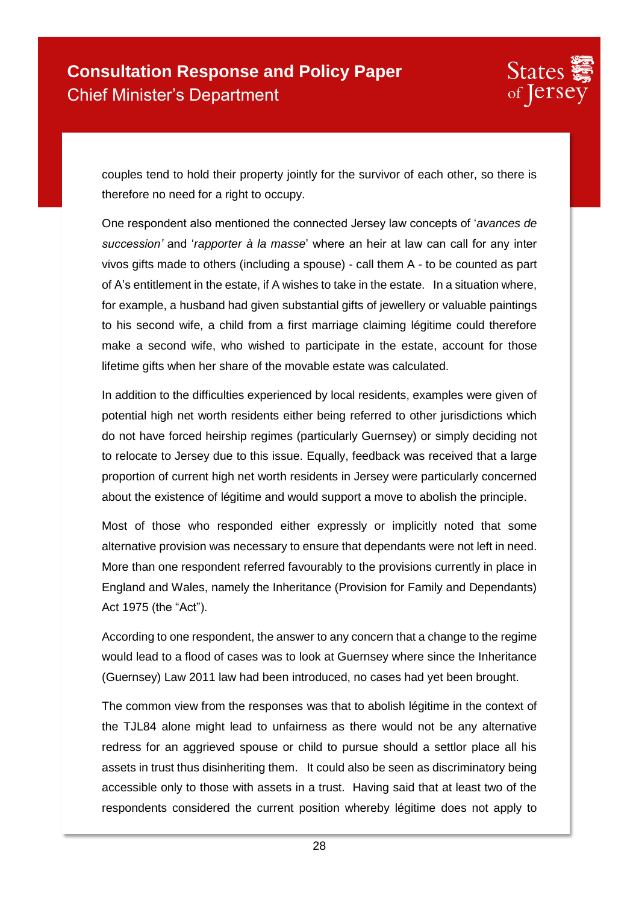couples tend to hold their property jointly for the survivor of each other, so there is therefore no need for a right to occupy.

One respondent also mentioned the connected Jersey law concepts of '*avances de succession'* and '*rapporter à la masse*' where an heir at law can call for any inter vivos gifts made to others (including a spouse) - call them A - to be counted as part of A's entitlement in the estate, if A wishes to take in the estate. In a situation where, for example, a husband had given substantial gifts of jewellery or valuable paintings to his second wife, a child from a first marriage claiming légitime could therefore make a second wife, who wished to participate in the estate, account for those lifetime gifts when her share of the movable estate was calculated.

In addition to the difficulties experienced by local residents, examples were given of potential high net worth residents either being referred to other jurisdictions which do not have forced heirship regimes (particularly Guernsey) or simply deciding not to relocate to Jersey due to this issue. Equally, feedback was received that a large proportion of current high net worth residents in Jersey were particularly concerned about the existence of légitime and would support a move to abolish the principle.

Most of those who responded either expressly or implicitly noted that some alternative provision was necessary to ensure that dependants were not left in need. More than one respondent referred favourably to the provisions currently in place in England and Wales, namely the Inheritance (Provision for Family and Dependants) Act 1975 (the "Act").

According to one respondent, the answer to any concern that a change to the regime would lead to a flood of cases was to look at Guernsey where since the Inheritance (Guernsey) Law 2011 law had been introduced, no cases had yet been brought.

The common view from the responses was that to abolish légitime in the context of the TJL84 alone might lead to unfairness as there would not be any alternative redress for an aggrieved spouse or child to pursue should a settlor place all his assets in trust thus disinheriting them. It could also be seen as discriminatory being accessible only to those with assets in a trust. Having said that at least two of the respondents considered the current position whereby légitime does not apply to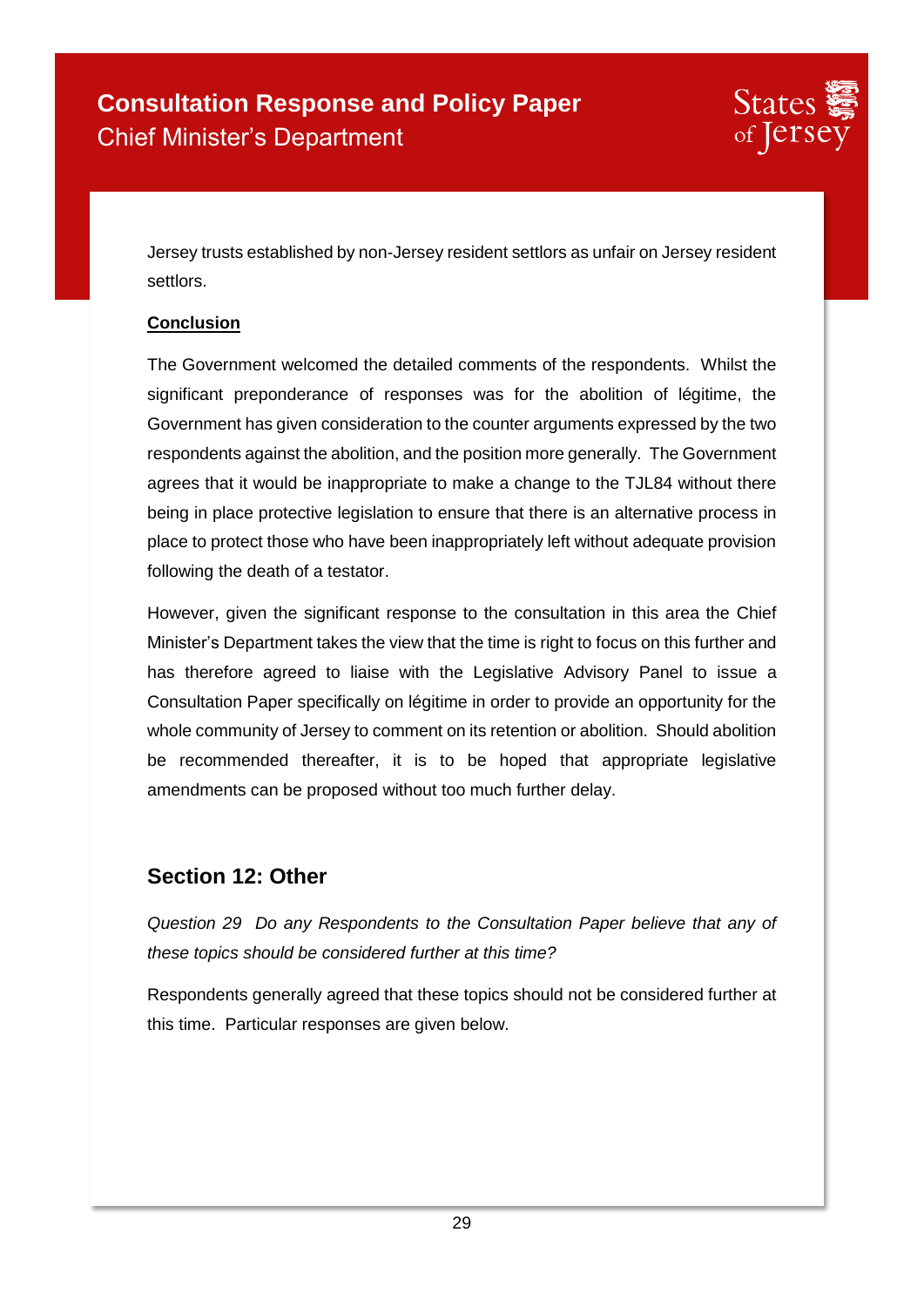Jersey trusts established by non-Jersey resident settlors as unfair on Jersey resident settlors.

**Conclusion**

The Government welcomed the detailed comments of the respondents. Whilst the significant preponderance of responses was for the abolition of légitime, the Government has given consideration to the counter arguments expressed by the two respondents against the abolition, and the position more generally. The Government agrees that it would be inappropriate to make a change to the TJL84 without there being in place protective legislation to ensure that there is an alternative process in place to protect those who have been inappropriately left without adequate provision following the death of a testator.

However, given the significant response to the consultation in this area the Chief Minister's Department takes the view that the time is right to focus on this further and has therefore agreed to liaise with the Legislative Advisory Panel to issue a Consultation Paper specifically on légitime in order to provide an opportunity for the whole community of Jersey to comment on its retention or abolition. Should abolition be recommended thereafter, it is to be hoped that appropriate legislative amendments can be proposed without too much further delay.

## Section 12: Other

*Question 29 Do any Respondents to the Consultation Paper believe that any of these topics should be considered further at this time?*

Respondents generally agreed that these topics should not be considered further at this time. Particular responses are given below.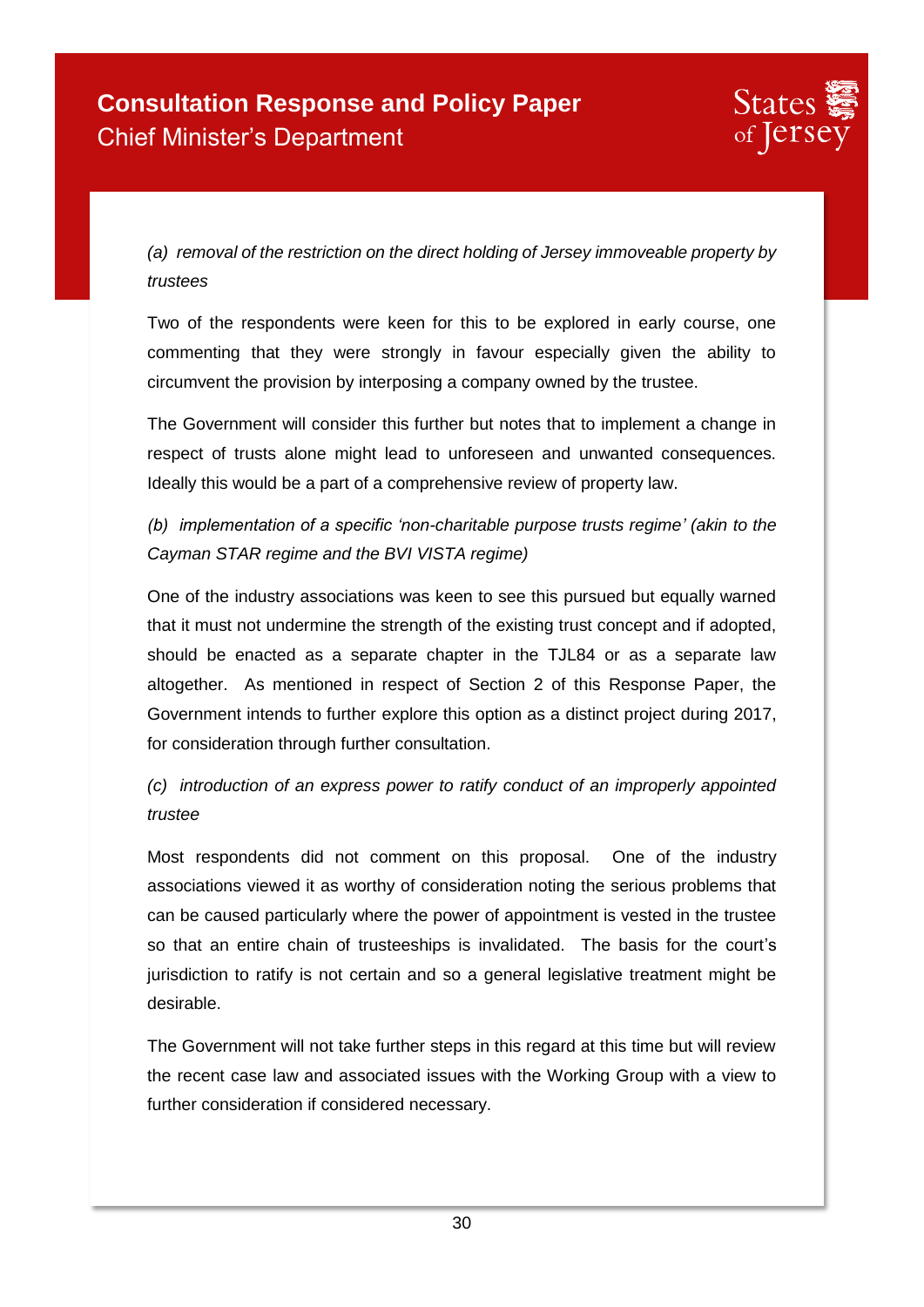*(a) removal of the restriction on the direct holding of Jersey immoveable property by trustees*

Two of the respondents were keen for this to be explored in early course, one commenting that they were strongly in favour especially given the ability to circumvent the provision by interposing a company owned by the trustee.

The Government will consider this further but notes that to implement a change in respect of trusts alone might lead to unforeseen and unwanted consequences. Ideally this would be a part of a comprehensive review of property law.

*(b) implementation of a specific 'non-charitable purpose trusts regime' (akin to the Cayman STAR regime and the BVI VISTA regime)*

One of the industry associations was keen to see this pursued but equally warned that it must not undermine the strength of the existing trust concept and if adopted, should be enacted as a separate chapter in the TJL84 or as a separate law altogether. As mentioned in respect of Section 2 of this Response Paper, the Government intends to further explore this option as a distinct project during 2017, for consideration through further consultation.

*(c) introduction of an express power to ratify conduct of an improperly appointed trustee*

Most respondents did not comment on this proposal. One of the industry associations viewed it as worthy of consideration noting the serious problems that can be caused particularly where the power of appointment is vested in the trustee so that an entire chain of trusteeships is invalidated. The basis for the court's jurisdiction to ratify is not certain and so a general legislative treatment might be desirable.

The Government will not take further steps in this regard at this time but will review the recent case law and associated issues with the Working Group with a view to further consideration if considered necessary.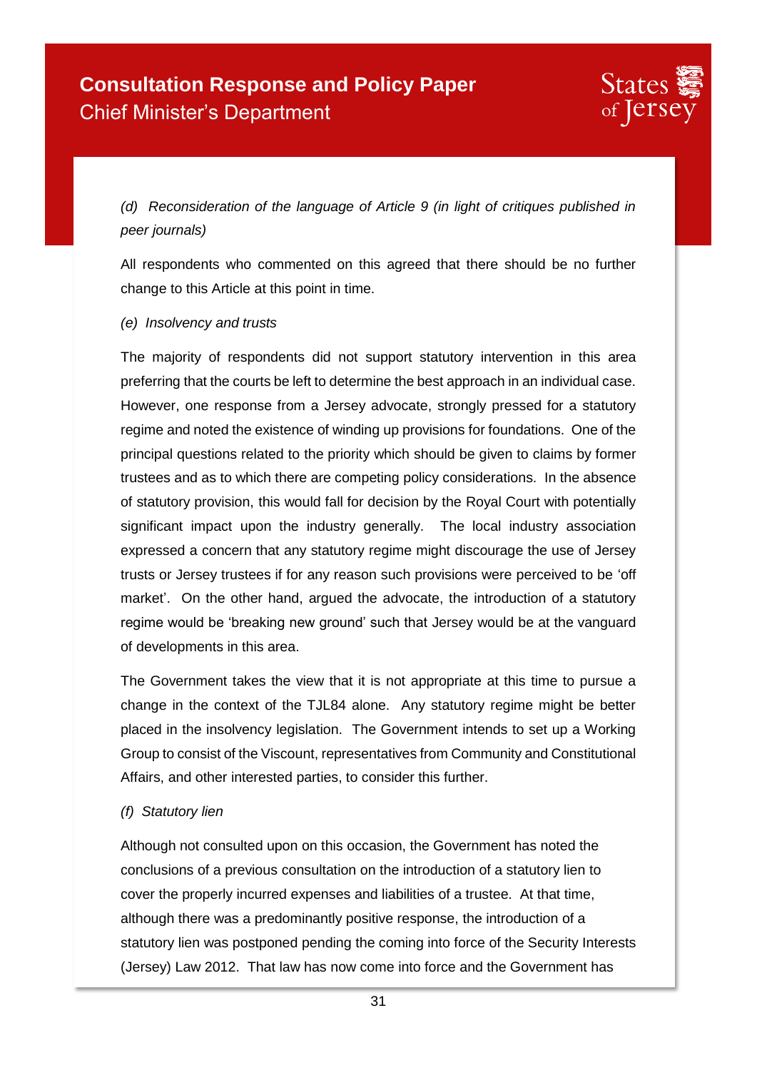*(d) Reconsideration of the language of Article 9 (in light of critiques published in peer journals)*

All respondents who commented on this agreed that there should be no further change to this Article at this point in time.

*(e) Insolvency and trusts*

The majority of respondents did not support statutory intervention in this area preferring that the courts be left to determine the best approach in an individual case. However, one response from a Jersey advocate, strongly pressed for a statutory regime and noted the existence of winding up provisions for foundations. One of the principal questions related to the priority which should be given to claims by former trustees and as to which there are competing policy considerations. In the absence of statutory provision, this would fall for decision by the Royal Court with potentially significant impact upon the industry generally. The local industry association expressed a concern that any statutory regime might discourage the use of Jersey trusts or Jersey trustees if for any reason such provisions were perceived to be 'off market'. On the other hand, argued the advocate, the introduction of a statutory regime would be 'breaking new ground' such that Jersey would be at the vanguard of developments in this area.

The Government takes the view that it is not appropriate at this time to pursue a change in the context of the TJL84 alone. Any statutory regime might be better placed in the insolvency legislation. The Government intends to set up a Working Group to consist of the Viscount, representatives from Community and Constitutional Affairs, and other interested parties, to consider this further.

*(f) Statutory lien*

Although not consulted upon on this occasion, the Government has noted the conclusions of a previous consultation on the introduction of a statutory lien to cover the properly incurred expenses and liabilities of a trustee. At that time, although there was a predominantly positive response, the introduction of a statutory lien was postponed pending the coming into force of the Security Interests (Jersey) Law 2012. That law has now come into force and the Government has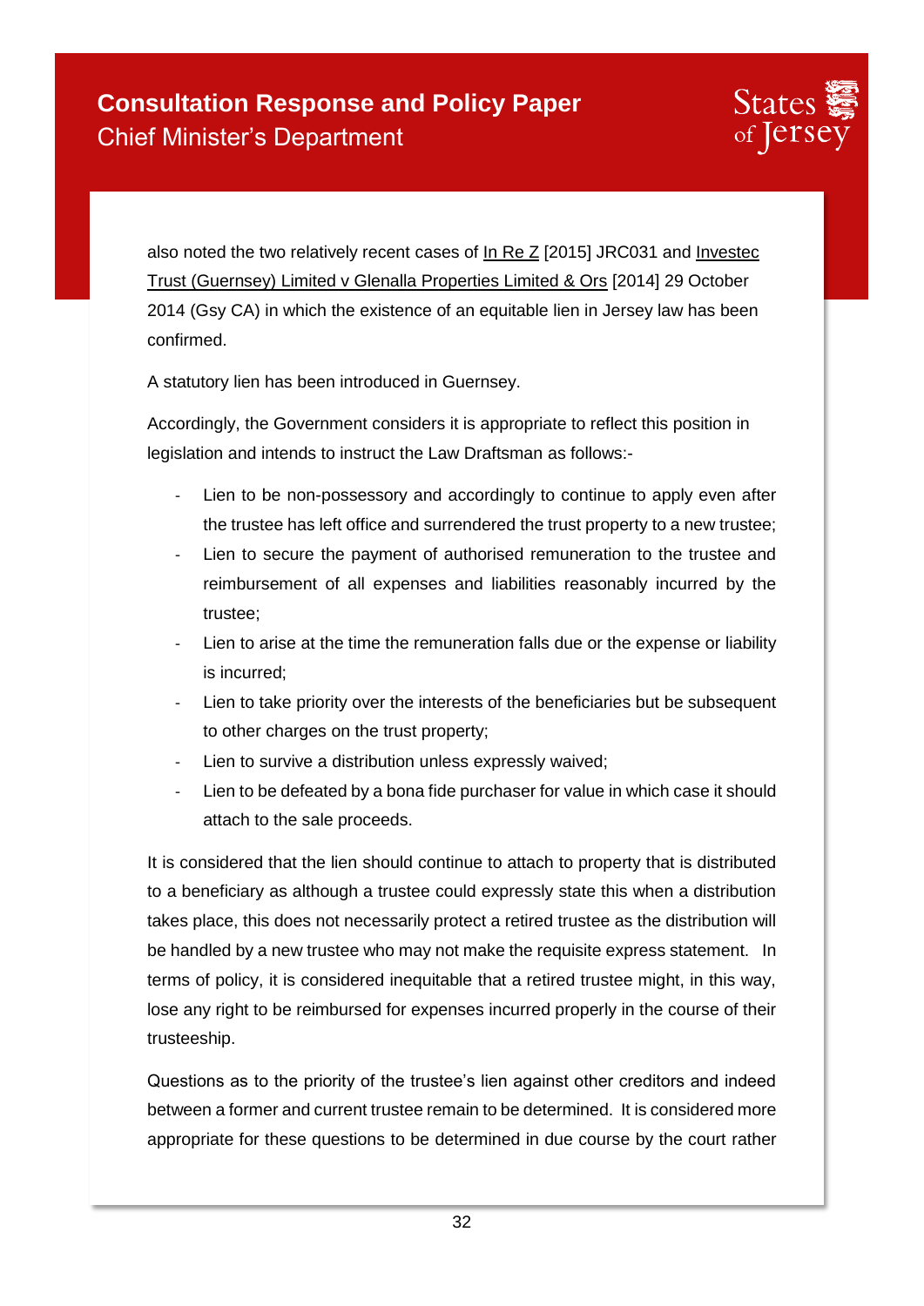also noted the two relatively recent cases of In Re Z [2015] JRC031 and Investec Trust (Guernsey) Limited v Glenalla Properties Limited & Ors [2014] 29 October 2014 (Gsy CA) in which the existence of an equitable lien in Jersey law has been confirmed.

A statutory lien has been introduced in Guernsey.

Accordingly, the Government considers it is appropriate to reflect this position in legislation and intends to instruct the Law Draftsman as follows:-

- Lien to be non-possessory and accordingly to continue to apply even after the trustee has left office and surrendered the trust property to a new trustee;
- Lien to secure the payment of authorised remuneration to the trustee and reimbursement of all expenses and liabilities reasonably incurred by the trustee;
- Lien to arise at the time the remuneration falls due or the expense or liability is incurred;
- Lien to take priority over the interests of the beneficiaries but be subsequent to other charges on the trust property;
- Lien to survive a distribution unless expressly waived;
- Lien to be defeated by a bona fide purchaser for value in which case it should attach to the sale proceeds.

It is considered that the lien should continue to attach to property that is distributed to a beneficiary as although a trustee could expressly state this when a distribution takes place, this does not necessarily protect a retired trustee as the distribution will be handled by a new trustee who may not make the requisite express statement. In terms of policy, it is considered inequitable that a retired trustee might, in this way, lose any right to be reimbursed for expenses incurred properly in the course of their trusteeship.

Questions as to the priority of the trustee's lien against other creditors and indeed between a former and current trustee remain to be determined. It is considered more appropriate for these questions to be determined in due course by the court rather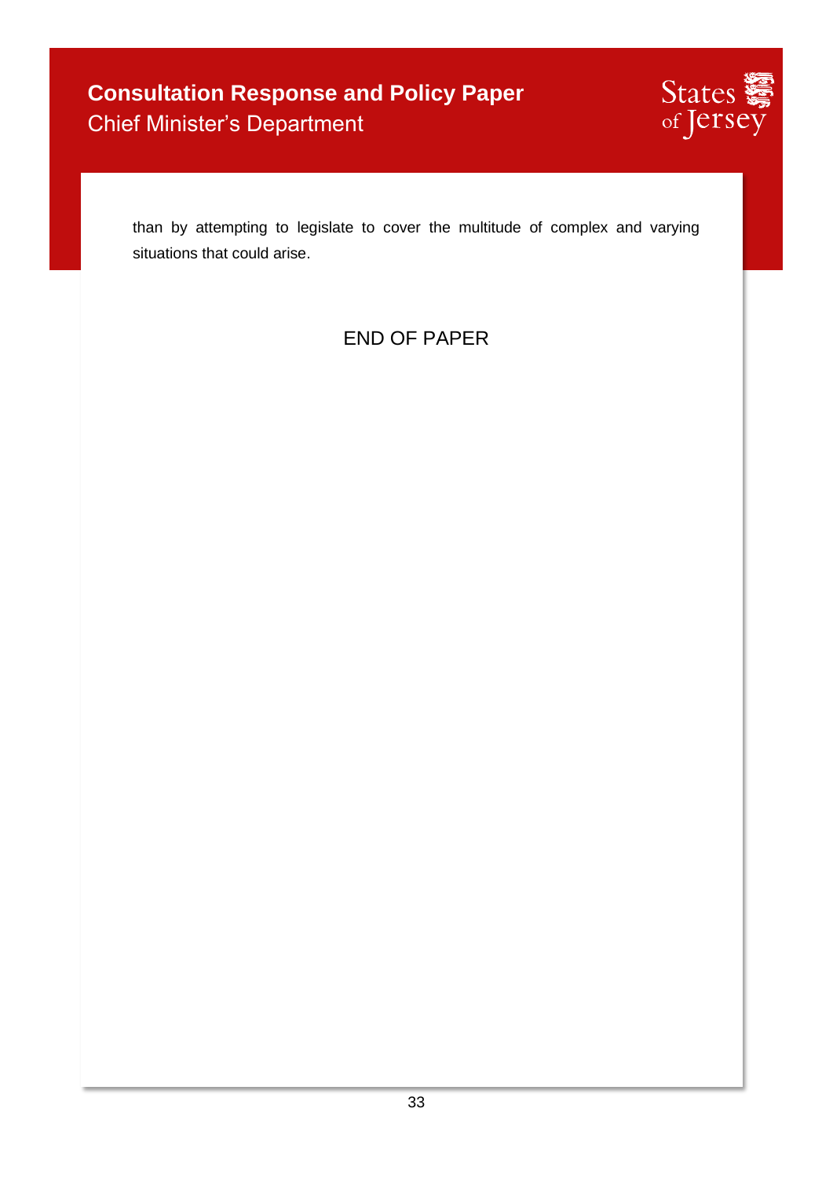than by attempting to legislate to cover the multitude of complex and varying situations that could arise.

END OF PAPER